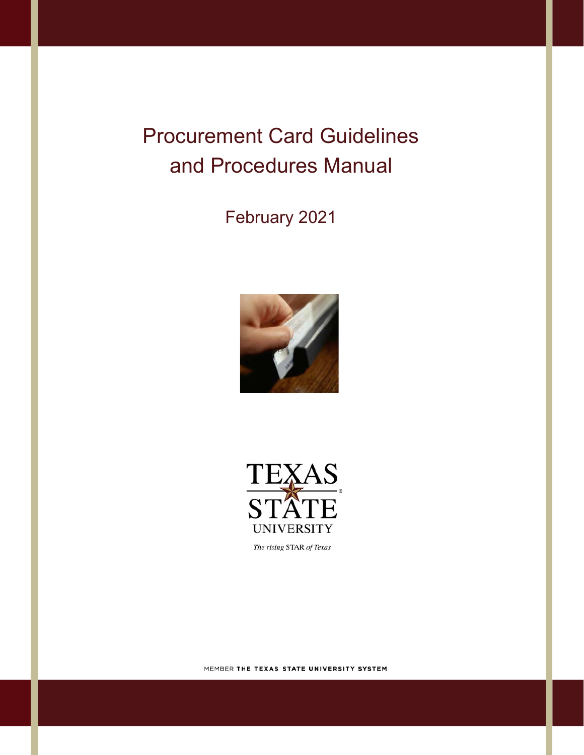# Procurement Card Guidelines and Procedures Manual

February 2021

TEXAS STATE UNIVERSITY

*The rising STAR of Texas*

MEMBER **THE TEXAS STATE UNIVERSITY SYSTEM**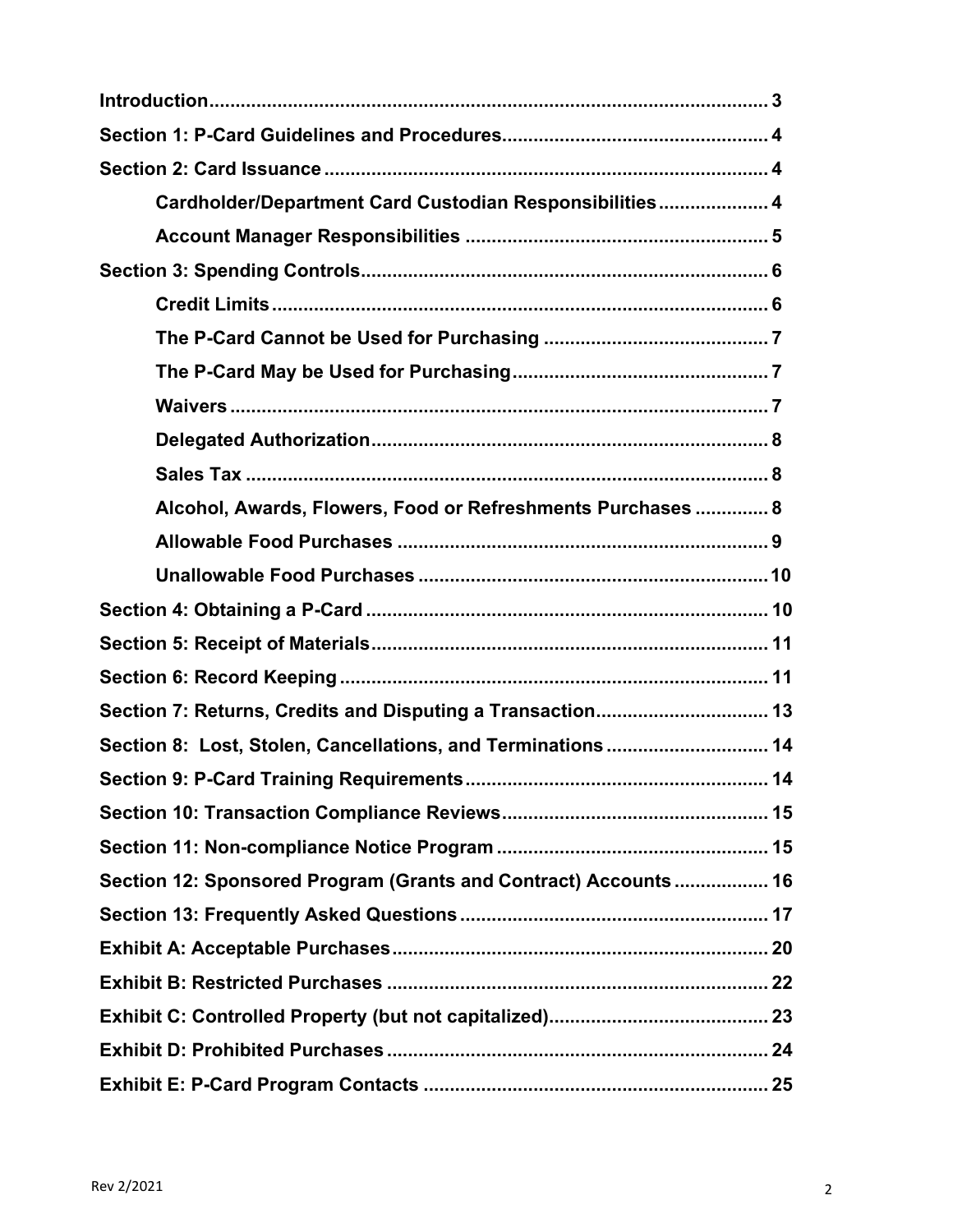**Introduction** .......................................................................................... 3

**Section 1: P-Card Guidelines and Procedures** .................................................. 4

**Section 2: Card Issuance** ..................................................................................... 4

- **Cardholder/Department Card Custodian Responsibilities** ..................... 4
- **Account Manager Responsibilities** ........................................................... 5

**Section 3: Spending Controls** ............................................................................. 6

- **Credit Limits** ............................................................................................... 6
- **The P-Card Cannot be Used for Purchasing** ........................................... 7
- **The P-Card May be Used for Purchasing** ................................................. 7
- **Waivers** ....................................................................................................... 7
- **Delegated Authorization** ............................................................................ 8
- **Sales Tax** .................................................................................................... 8
- **Alcohol, Awards, Flowers, Food or Refreshments Purchases** ............. 8
- **Allowable Food Purchases** ....................................................................... 9
- **Unallowable Food Purchases** ................................................................... 10

**Section 4: Obtaining a P-Card** ............................................................................ 10

**Section 5: Receipt of Materials** ........................................................................... 11

**Section 6: Record Keeping** .................................................................................. 11

**Section 7: Returns, Credits and Disputing a Transaction** ................................. 13

**Section 8: Lost, Stolen, Cancellations, and Terminations** ............................... 14

**Section 9: P-Card Training Requirements** .......................................................... 14

**Section 10: Transaction Compliance Reviews** ................................................... 15

**Section 11: Non-compliance Notice Program** .................................................... 15

**Section 12: Sponsored Program (Grants and Contract) Accounts** .................. 16

**Section 13: Frequently Asked Questions** ........................................................... 17

**Exhibit A: Acceptable Purchases** ........................................................................ 20

**Exhibit B: Restricted Purchases** ......................................................................... 22

**Exhibit C: Controlled Property (but not capitalized)** .......................................... 23

**Exhibit D: Prohibited Purchases** ......................................................................... 24

**Exhibit E: P-Card Program Contacts** .................................................................. 25

Rev 2/2021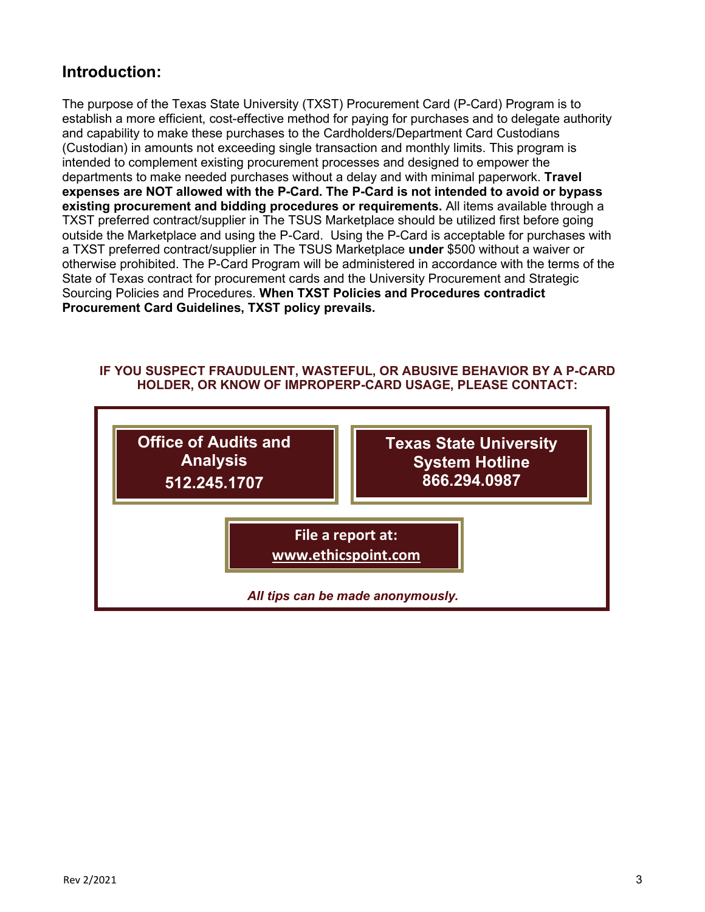## Introduction:

The purpose of the Texas State University (TXST) Procurement Card (P-Card) Program is to establish a more efficient, cost-effective method for paying for purchases and to delegate authority and capability to make these purchases to the Cardholders/Department Card Custodians (Custodian) in amounts not exceeding single transaction and monthly limits. This program is intended to complement existing procurement processes and designed to empower the departments to make needed purchases without a delay and with minimal paperwork. **Travel expenses are NOT allowed with the P-Card. The P-Card is not intended to avoid or bypass existing procurement and bidding procedures or requirements.** All items available through a TXST preferred contract/supplier in The TSUS Marketplace should be utilized first before going outside the Marketplace and using the P-Card. Using the P-Card is acceptable for purchases with a TXST preferred contract/supplier in The TSUS Marketplace **under** $500 without a waiver or otherwise prohibited. The P-Card Program will be administered in accordance with the terms of the State of Texas contract for procurement cards and the University Procurement and Strategic Sourcing Policies and Procedures. **When TXST Policies and Procedures contradict Procurement Card Guidelines, TXST policy prevails.**

**IF YOU SUSPECT FRAUDULENT, WASTEFUL, OR ABUSIVE BEHAVIOR BY A P-CARD HOLDER, OR KNOW OF IMPROPERP-CARD USAGE, PLEASE CONTACT:**

**Office of Audits and Analysis**
**512.245.1707**

**Texas State University System Hotline**
**866.294.0987**

**File a report at:**
**www.ethicspoint.com**

***All tips can be made anonymously.***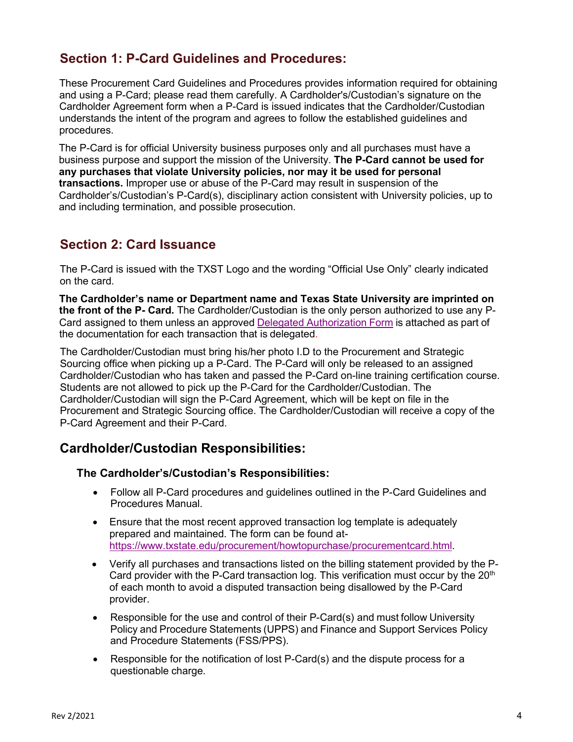## Section 1: P-Card Guidelines and Procedures:

These Procurement Card Guidelines and Procedures provides information required for obtaining and using a P-Card; please read them carefully. A Cardholder's/Custodian's signature on the Cardholder Agreement form when a P-Card is issued indicates that the Cardholder/Custodian understands the intent of the program and agrees to follow the established guidelines and procedures.

The P-Card is for official University business purposes only and all purchases must have a business purpose and support the mission of the University. **The P-Card cannot be used for any purchases that violate University policies, nor may it be used for personal transactions.** Improper use or abuse of the P-Card may result in suspension of the Cardholder's/Custodian's P-Card(s), disciplinary action consistent with University policies, up to and including termination, and possible prosecution.

## Section 2: Card Issuance

The P-Card is issued with the TXST Logo and the wording "Official Use Only" clearly indicated on the card.

**The Cardholder's name or Department name and Texas State University are imprinted on the front of the P- Card.** The Cardholder/Custodian is the only person authorized to use any P-Card assigned to them unless an approved Delegated Authorization Form is attached as part of the documentation for each transaction that is delegated.

The Cardholder/Custodian must bring his/her photo I.D to the Procurement and Strategic Sourcing office when picking up a P-Card. The P-Card will only be released to an assigned Cardholder/Custodian who has taken and passed the P-Card on-line training certification course. Students are not allowed to pick up the P-Card for the Cardholder/Custodian. The Cardholder/Custodian will sign the P-Card Agreement, which will be kept on file in the Procurement and Strategic Sourcing office. The Cardholder/Custodian will receive a copy of the P-Card Agreement and their P-Card.

## Cardholder/Custodian Responsibilities:

### The Cardholder's/Custodian's Responsibilities:

- Follow all P-Card procedures and guidelines outlined in the P-Card Guidelines and Procedures Manual.
- Ensure that the most recent approved transaction log template is adequately prepared and maintained. The form can be found at- https://www.txstate.edu/procurement/howtopurchase/procurementcard.html.
- Verify all purchases and transactions listed on the billing statement provided by the P-Card provider with the P-Card transaction log. This verification must occur by the 20th of each month to avoid a disputed transaction being disallowed by the P-Card provider.
- Responsible for the use and control of their P-Card(s) and must follow University Policy and Procedure Statements (UPPS) and Finance and Support Services Policy and Procedure Statements (FSS/PPS).
- Responsible for the notification of lost P-Card(s) and the dispute process for a questionable charge.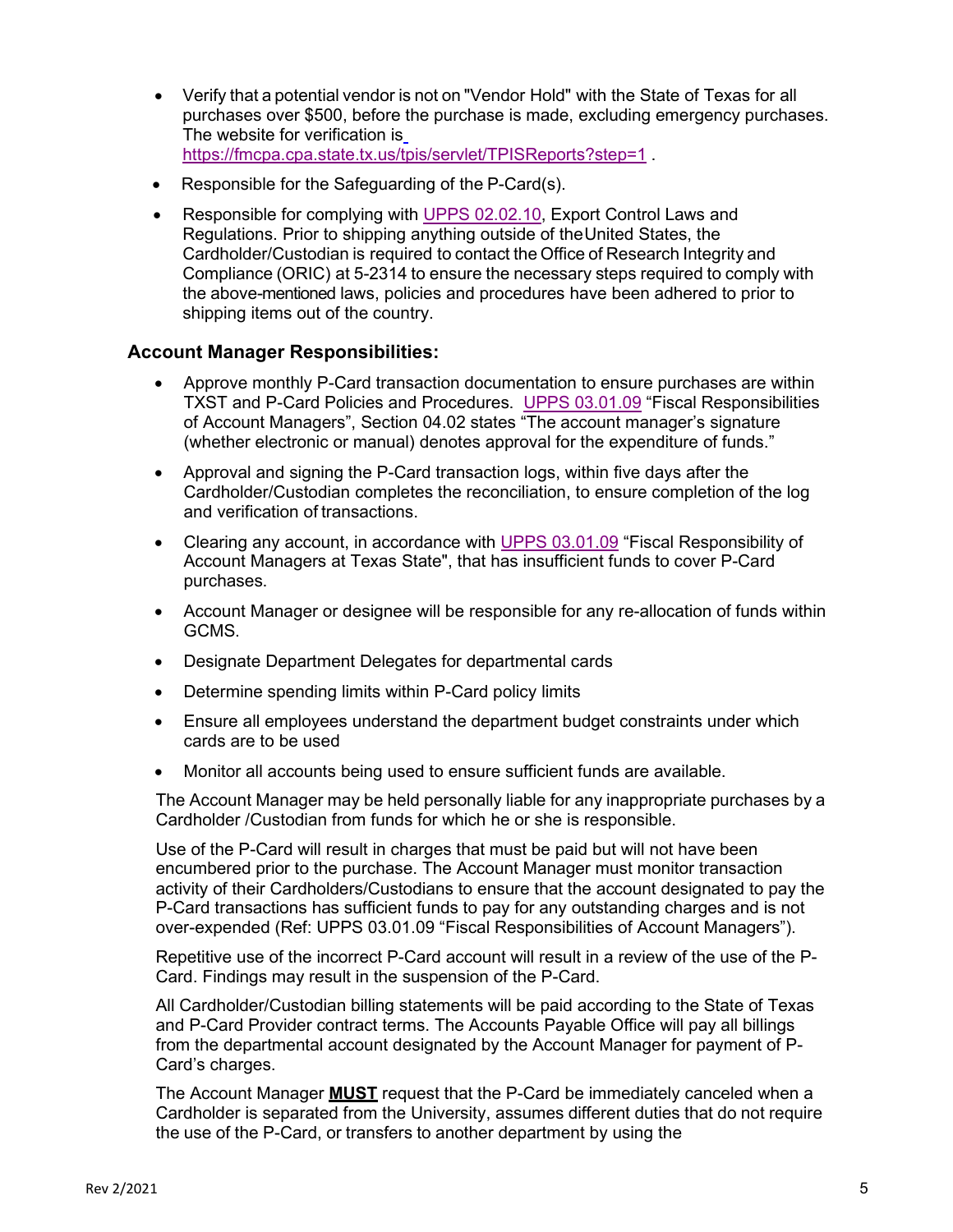- Verify that a potential vendor is not on "Vendor Hold" with the State of Texas for all purchases over $500, before the purchase is made, excluding emergency purchases. The website for verification is https://fmcpa.cpa.state.tx.us/tpis/servlet/TPISReports?step=1 .
- Responsible for the Safeguarding of the P-Card(s).
- Responsible for complying with UPPS 02.02.10, Export Control Laws and Regulations. Prior to shipping anything outside of the United States, the Cardholder/Custodian is required to contact the Office of Research Integrity and Compliance (ORIC) at 5-2314 to ensure the necessary steps required to comply with the above-mentioned laws, policies and procedures have been adhered to prior to shipping items out of the country.

### Account Manager Responsibilities:

- Approve monthly P-Card transaction documentation to ensure purchases are within TXST and P-Card Policies and Procedures. UPPS 03.01.09 "Fiscal Responsibilities of Account Managers", Section 04.02 states "The account manager's signature (whether electronic or manual) denotes approval for the expenditure of funds."
- Approval and signing the P-Card transaction logs, within five days after the Cardholder/Custodian completes the reconciliation, to ensure completion of the log and verification of transactions.
- Clearing any account, in accordance with UPPS 03.01.09 "Fiscal Responsibility of Account Managers at Texas State", that has insufficient funds to cover P-Card purchases.
- Account Manager or designee will be responsible for any re-allocation of funds within GCMS.
- Designate Department Delegates for departmental cards
- Determine spending limits within P-Card policy limits
- Ensure all employees understand the department budget constraints under which cards are to be used
- Monitor all accounts being used to ensure sufficient funds are available.

The Account Manager may be held personally liable for any inappropriate purchases by a Cardholder /Custodian from funds for which he or she is responsible.

Use of the P-Card will result in charges that must be paid but will not have been encumbered prior to the purchase. The Account Manager must monitor transaction activity of their Cardholders/Custodians to ensure that the account designated to pay the P-Card transactions has sufficient funds to pay for any outstanding charges and is not over-expended (Ref: UPPS 03.01.09 "Fiscal Responsibilities of Account Managers").

Repetitive use of the incorrect P-Card account will result in a review of the use of the P-Card. Findings may result in the suspension of the P-Card.

All Cardholder/Custodian billing statements will be paid according to the State of Texas and P-Card Provider contract terms. The Accounts Payable Office will pay all billings from the departmental account designated by the Account Manager for payment of P-Card's charges.

The Account Manager **<u>MUST</u>** request that the P-Card be immediately canceled when a Cardholder is separated from the University, assumes different duties that do not require the use of the P-Card, or transfers to another department by using the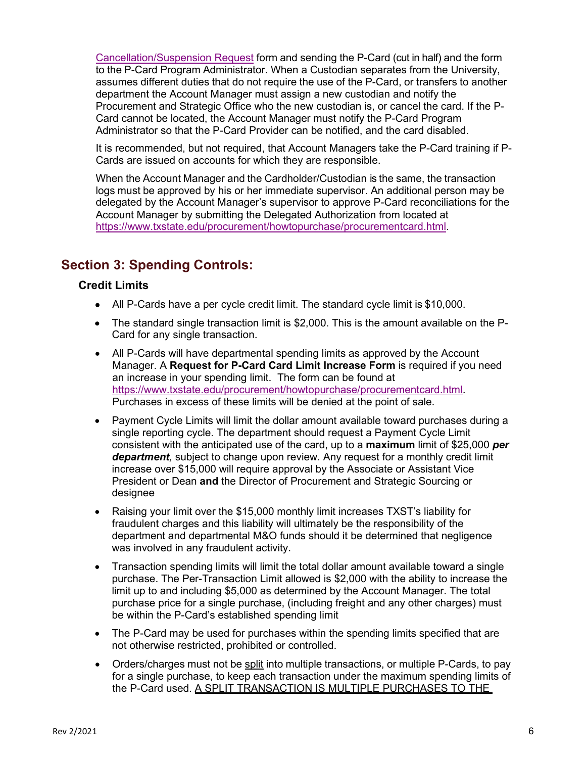Cancellation/Suspension Request form and sending the P-Card (cut in half) and the form to the P-Card Program Administrator. When a Custodian separates from the University, assumes different duties that do not require the use of the P-Card, or transfers to another department the Account Manager must assign a new custodian and notify the Procurement and Strategic Office who the new custodian is, or cancel the card. If the P-Card cannot be located, the Account Manager must notify the P-Card Program Administrator so that the P-Card Provider can be notified, and the card disabled.

It is recommended, but not required, that Account Managers take the P-Card training if P-Cards are issued on accounts for which they are responsible.

When the Account Manager and the Cardholder/Custodian is the same, the transaction logs must be approved by his or her immediate supervisor. An additional person may be delegated by the Account Manager's supervisor to approve P-Card reconciliations for the Account Manager by submitting the Delegated Authorization from located at https://www.txstate.edu/procurement/howtopurchase/procurementcard.html.

## Section 3: Spending Controls:

### Credit Limits

- All P-Cards have a per cycle credit limit. The standard cycle limit is $10,000.
- The standard single transaction limit is $2,000. This is the amount available on the P-Card for any single transaction.
- All P-Cards will have departmental spending limits as approved by the Account Manager. A **Request for P-Card Card Limit Increase Form** is required if you need an increase in your spending limit. The form can be found at https://www.txstate.edu/procurement/howtopurchase/procurementcard.html. Purchases in excess of these limits will be denied at the point of sale.
- Payment Cycle Limits will limit the dollar amount available toward purchases during a single reporting cycle. The department should request a Payment Cycle Limit consistent with the anticipated use of the card, up to a **maximum** limit of $25,000 ***per department***, subject to change upon review. Any request for a monthly credit limit increase over $15,000 will require approval by the Associate or Assistant Vice President or Dean **and** the Director of Procurement and Strategic Sourcing or designee
- Raising your limit over the $15,000 monthly limit increases TXST's liability for fraudulent charges and this liability will ultimately be the responsibility of the department and departmental M&O funds should it be determined that negligence was involved in any fraudulent activity.
- Transaction spending limits will limit the total dollar amount available toward a single purchase. The Per-Transaction Limit allowed is $2,000 with the ability to increase the limit up to and including $5,000 as determined by the Account Manager. The total purchase price for a single purchase, (including freight and any other charges) must be within the P-Card's established spending limit
- The P-Card may be used for purchases within the spending limits specified that are not otherwise restricted, prohibited or controlled.
- Orders/charges must not be split into multiple transactions, or multiple P-Cards, to pay for a single purchase, to keep each transaction under the maximum spending limits of the P-Card used. A SPLIT TRANSACTION IS MULTIPLE PURCHASES TO THE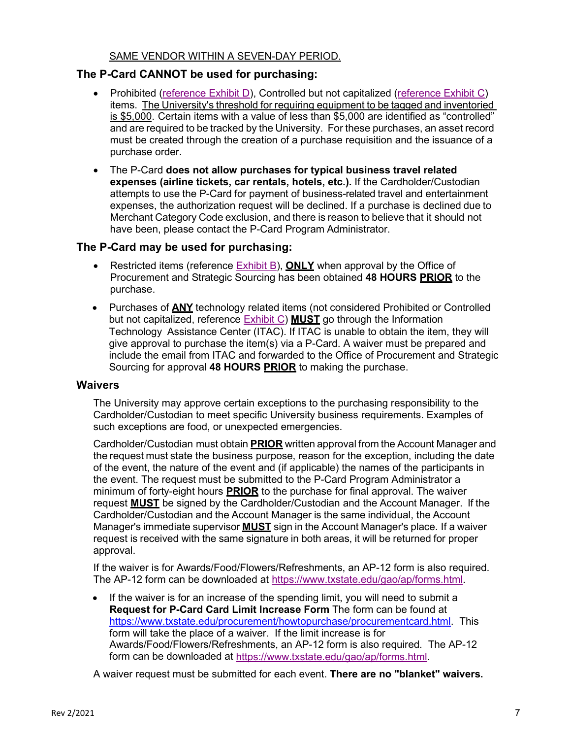SAME VENDOR WITHIN A SEVEN-DAY PERIOD.

### The P-Card CANNOT be used for purchasing:

- Prohibited (reference Exhibit D), Controlled but not capitalized (reference Exhibit C) items. The University's threshold for requiring equipment to be tagged and inventoried is $5,000. Certain items with a value of less than $5,000 are identified as "controlled" and are required to be tracked by the University. For these purchases, an asset record must be created through the creation of a purchase requisition and the issuance of a purchase order.
- The P-Card **does not allow purchases for typical business travel related expenses (airline tickets, car rentals, hotels, etc.).** If the Cardholder/Custodian attempts to use the P-Card for payment of business-related travel and entertainment expenses, the authorization request will be declined. If a purchase is declined due to Merchant Category Code exclusion, and there is reason to believe that it should not have been, please contact the P-Card Program Administrator.

### The P-Card may be used for purchasing:

- Restricted items (reference Exhibit B), **ONLY** when approval by the Office of Procurement and Strategic Sourcing has been obtained **48 HOURS PRIOR** to the purchase.
- Purchases of **ANY** technology related items (not considered Prohibited or Controlled but not capitalized, reference Exhibit C) **MUST** go through the Information Technology Assistance Center (ITAC). If ITAC is unable to obtain the item, they will give approval to purchase the item(s) via a P-Card. A waiver must be prepared and include the email from ITAC and forwarded to the Office of Procurement and Strategic Sourcing for approval **48 HOURS PRIOR** to making the purchase.

### Waivers

The University may approve certain exceptions to the purchasing responsibility to the Cardholder/Custodian to meet specific University business requirements. Examples of such exceptions are food, or unexpected emergencies.

Cardholder/Custodian must obtain **PRIOR** written approval from the Account Manager and the request must state the business purpose, reason for the exception, including the date of the event, the nature of the event and (if applicable) the names of the participants in the event. The request must be submitted to the P-Card Program Administrator a minimum of forty-eight hours **PRIOR** to the purchase for final approval. The waiver request **MUST** be signed by the Cardholder/Custodian and the Account Manager. If the Cardholder/Custodian and the Account Manager is the same individual, the Account Manager's immediate supervisor **MUST** sign in the Account Manager's place. If a waiver request is received with the same signature in both areas, it will be returned for proper approval.

If the waiver is for Awards/Food/Flowers/Refreshments, an AP-12 form is also required. The AP-12 form can be downloaded at https://www.txstate.edu/gao/ap/forms.html.

- If the waiver is for an increase of the spending limit, you will need to submit a **Request for P-Card Card Limit Increase Form** The form can be found at https://www.txstate.edu/procurement/howtopurchase/procurementcard.html. This form will take the place of a waiver. If the limit increase is for Awards/Food/Flowers/Refreshments, an AP-12 form is also required. The AP-12 form can be downloaded at https://www.txstate.edu/gao/ap/forms.html.

A waiver request must be submitted for each event. **There are no "blanket" waivers.**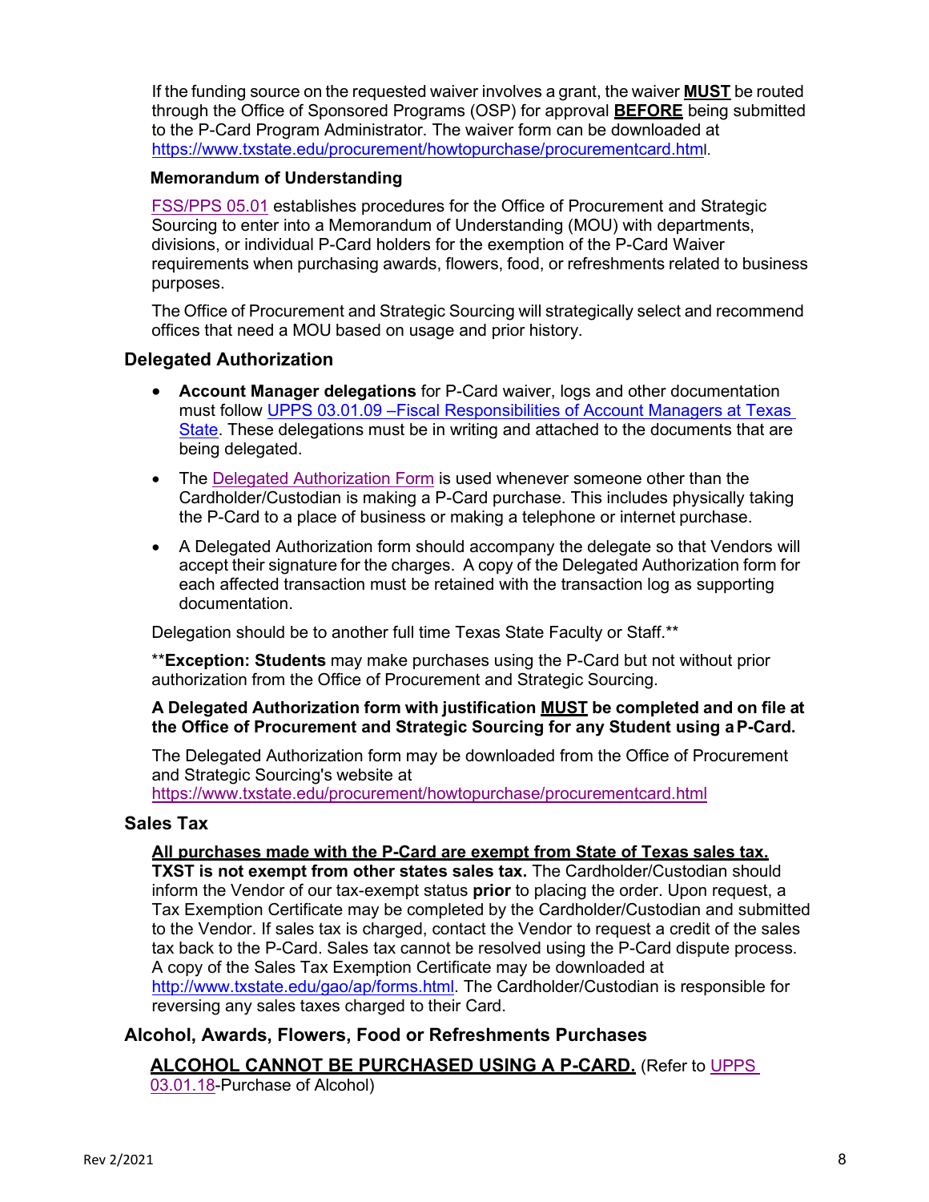If the funding source on the requested waiver involves a grant, the waiver **MUST** be routed through the Office of Sponsored Programs (OSP) for approval **BEFORE** being submitted to the P-Card Program Administrator. The waiver form can be downloaded at https://www.txstate.edu/procurement/howtopurchase/procurementcard.html.

### Memorandum of Understanding

FSS/PPS 05.01 establishes procedures for the Office of Procurement and Strategic Sourcing to enter into a Memorandum of Understanding (MOU) with departments, divisions, or individual P-Card holders for the exemption of the P-Card Waiver requirements when purchasing awards, flowers, food, or refreshments related to business purposes.

The Office of Procurement and Strategic Sourcing will strategically select and recommend offices that need a MOU based on usage and prior history.

## Delegated Authorization

- **Account Manager delegations** for P-Card waiver, logs and other documentation must follow UPPS 03.01.09 –Fiscal Responsibilities of Account Managers at Texas State. These delegations must be in writing and attached to the documents that are being delegated.
- The Delegated Authorization Form is used whenever someone other than the Cardholder/Custodian is making a P-Card purchase. This includes physically taking the P-Card to a place of business or making a telephone or internet purchase.
- A Delegated Authorization form should accompany the delegate so that Vendors will accept their signature for the charges. A copy of the Delegated Authorization form for each affected transaction must be retained with the transaction log as supporting documentation.

Delegation should be to another full time Texas State Faculty or Staff.**

****Exception: Students** may make purchases using the P-Card but not without prior authorization from the Office of Procurement and Strategic Sourcing.

**A Delegated Authorization form with justification MUST be completed and on file at the Office of Procurement and Strategic Sourcing for any Student using a P-Card.**

The Delegated Authorization form may be downloaded from the Office of Procurement and Strategic Sourcing's website at https://www.txstate.edu/procurement/howtopurchase/procurementcard.html

## Sales Tax

**All purchases made with the P-Card are exempt from State of Texas sales tax. TXST is not exempt from other states sales tax.** The Cardholder/Custodian should inform the Vendor of our tax-exempt status **prior** to placing the order. Upon request, a Tax Exemption Certificate may be completed by the Cardholder/Custodian and submitted to the Vendor. If sales tax is charged, contact the Vendor to request a credit of the sales tax back to the P-Card. Sales tax cannot be resolved using the P-Card dispute process. A copy of the Sales Tax Exemption Certificate may be downloaded at http://www.txstate.edu/gao/ap/forms.html. The Cardholder/Custodian is responsible for reversing any sales taxes charged to their Card.

## Alcohol, Awards, Flowers, Food or Refreshments Purchases

**ALCOHOL CANNOT BE PURCHASED USING A P-CARD.** (Refer to UPPS 03.01.18-Purchase of Alcohol)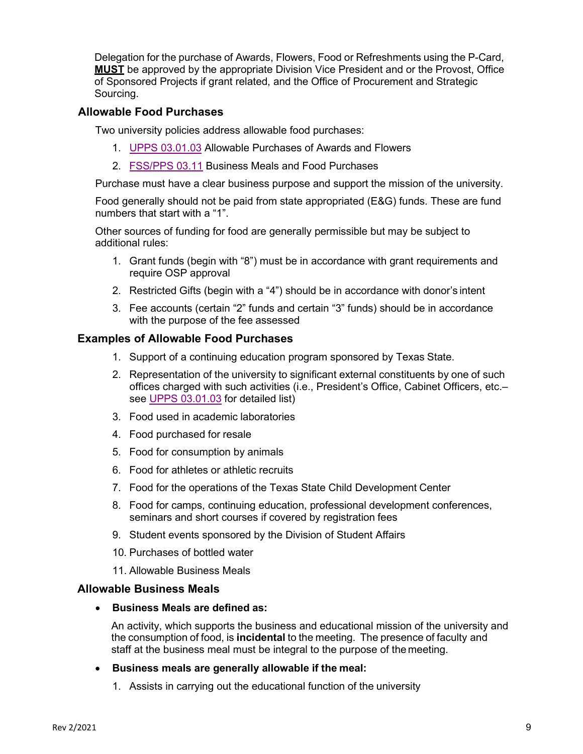Delegation for the purchase of Awards, Flowers, Food or Refreshments using the P-Card, **MUST** be approved by the appropriate Division Vice President and or the Provost, Office of Sponsored Projects if grant related, and the Office of Procurement and Strategic Sourcing.

### Allowable Food Purchases

Two university policies address allowable food purchases:

1. UPPS 03.01.03 Allowable Purchases of Awards and Flowers
2. FSS/PPS 03.11 Business Meals and Food Purchases

Purchase must have a clear business purpose and support the mission of the university.

Food generally should not be paid from state appropriated (E&G) funds. These are fund numbers that start with a "1".

Other sources of funding for food are generally permissible but may be subject to additional rules:

1. Grant funds (begin with "8") must be in accordance with grant requirements and require OSP approval
2. Restricted Gifts (begin with a "4") should be in accordance with donor's intent
3. Fee accounts (certain "2" funds and certain "3" funds) should be in accordance with the purpose of the fee assessed

### Examples of Allowable Food Purchases

1. Support of a continuing education program sponsored by Texas State.
2. Representation of the university to significant external constituents by one of such offices charged with such activities (i.e., President's Office, Cabinet Officers, etc.– see UPPS 03.01.03 for detailed list)
3. Food used in academic laboratories
4. Food purchased for resale
5. Food for consumption by animals
6. Food for athletes or athletic recruits
7. Food for the operations of the Texas State Child Development Center
8. Food for camps, continuing education, professional development conferences, seminars and short courses if covered by registration fees
9. Student events sponsored by the Division of Student Affairs
10. Purchases of bottled water
11. Allowable Business Meals

### Allowable Business Meals

- **Business Meals are defined as:**

  An activity, which supports the business and educational mission of the university and the consumption of food, is **incidental** to the meeting. The presence of faculty and staff at the business meal must be integral to the purpose of the meeting.

- **Business meals are generally allowable if the meal:**

  1. Assists in carrying out the educational function of the university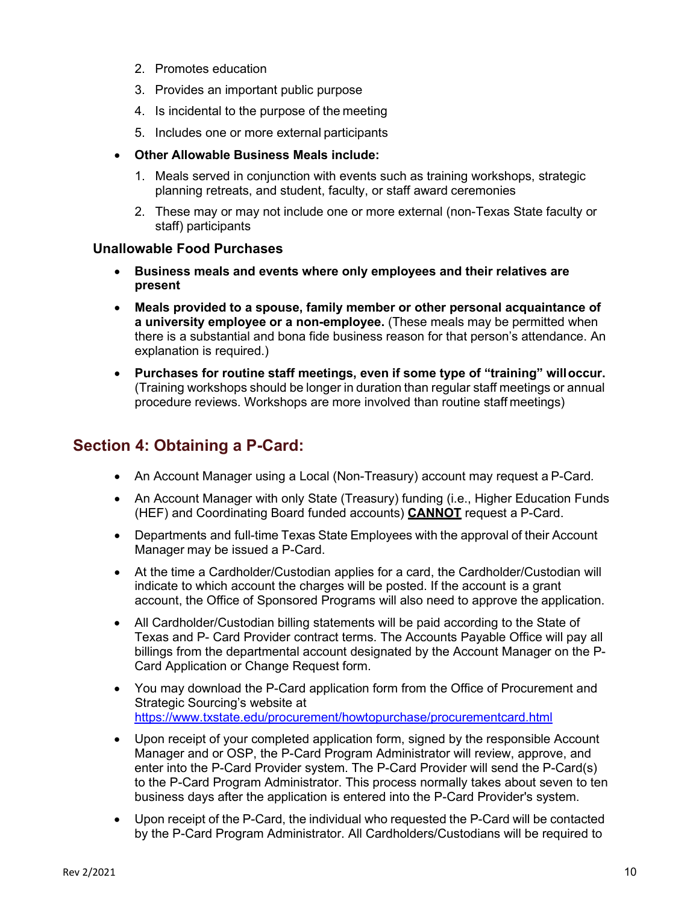2. Promotes education
3. Provides an important public purpose
4. Is incidental to the purpose of the meeting
5. Includes one or more external participants

- **Other Allowable Business Meals include:**
  1. Meals served in conjunction with events such as training workshops, strategic planning retreats, and student, faculty, or staff award ceremonies
  2. These may or may not include one or more external (non-Texas State faculty or staff) participants

### Unallowable Food Purchases

- **Business meals and events where only employees and their relatives are present**
- **Meals provided to a spouse, family member or other personal acquaintance of a university employee or a non-employee.** (These meals may be permitted when there is a substantial and bona fide business reason for that person's attendance. An explanation is required.)
- **Purchases for routine staff meetings, even if some type of "training" will occur.** (Training workshops should be longer in duration than regular staff meetings or annual procedure reviews. Workshops are more involved than routine staff meetings)

## Section 4: Obtaining a P-Card:

- An Account Manager using a Local (Non-Treasury) account may request a P-Card.
- An Account Manager with only State (Treasury) funding (i.e., Higher Education Funds (HEF) and Coordinating Board funded accounts) **CANNOT** request a P-Card.
- Departments and full-time Texas State Employees with the approval of their Account Manager may be issued a P-Card.
- At the time a Cardholder/Custodian applies for a card, the Cardholder/Custodian will indicate to which account the charges will be posted. If the account is a grant account, the Office of Sponsored Programs will also need to approve the application.
- All Cardholder/Custodian billing statements will be paid according to the State of Texas and P- Card Provider contract terms. The Accounts Payable Office will pay all billings from the departmental account designated by the Account Manager on the P-Card Application or Change Request form.
- You may download the P-Card application form from the Office of Procurement and Strategic Sourcing's website at https://www.txstate.edu/procurement/howtopurchase/procurementcard.html
- Upon receipt of your completed application form, signed by the responsible Account Manager and or OSP, the P-Card Program Administrator will review, approve, and enter into the P-Card Provider system. The P-Card Provider will send the P-Card(s) to the P-Card Program Administrator. This process normally takes about seven to ten business days after the application is entered into the P-Card Provider's system.
- Upon receipt of the P-Card, the individual who requested the P-Card will be contacted by the P-Card Program Administrator. All Cardholders/Custodians will be required to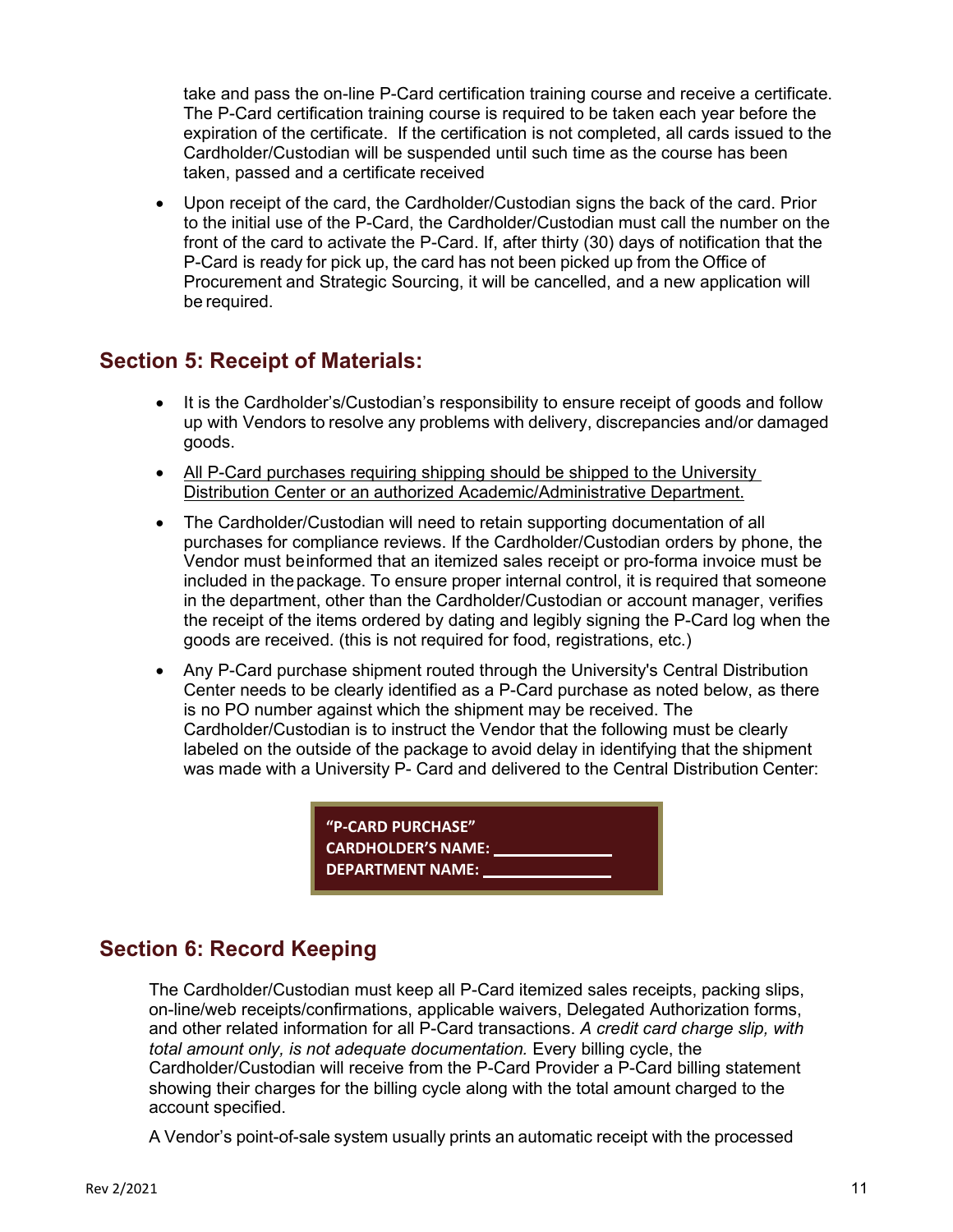take and pass the on-line P-Card certification training course and receive a certificate. The P-Card certification training course is required to be taken each year before the expiration of the certificate. If the certification is not completed, all cards issued to the Cardholder/Custodian will be suspended until such time as the course has been taken, passed and a certificate received

- Upon receipt of the card, the Cardholder/Custodian signs the back of the card. Prior to the initial use of the P-Card, the Cardholder/Custodian must call the number on the front of the card to activate the P-Card. If, after thirty (30) days of notification that the P-Card is ready for pick up, the card has not been picked up from the Office of Procurement and Strategic Sourcing, it will be cancelled, and a new application will be required.

## Section 5: Receipt of Materials:

- It is the Cardholder's/Custodian's responsibility to ensure receipt of goods and follow up with Vendors to resolve any problems with delivery, discrepancies and/or damaged goods.
- <u>All P-Card purchases requiring shipping should be shipped to the University Distribution Center or an authorized Academic/Administrative Department.</u>
- The Cardholder/Custodian will need to retain supporting documentation of all purchases for compliance reviews. If the Cardholder/Custodian orders by phone, the Vendor must be informed that an itemized sales receipt or pro-forma invoice must be included in the package. To ensure proper internal control, it is required that someone in the department, other than the Cardholder/Custodian or account manager, verifies the receipt of the items ordered by dating and legibly signing the P-Card log when the goods are received. (this is not required for food, registrations, etc.)
- Any P-Card purchase shipment routed through the University's Central Distribution Center needs to be clearly identified as a P-Card purchase as noted below, as there is no PO number against which the shipment may be received. The Cardholder/Custodian is to instruct the Vendor that the following must be clearly labeled on the outside of the package to avoid delay in identifying that the shipment was made with a University P- Card and delivered to the Central Distribution Center:

> **"P-CARD PURCHASE"**
> **CARDHOLDER'S NAME: ____________**
> **DEPARTMENT NAME: ____________**

## Section 6: Record Keeping

The Cardholder/Custodian must keep all P-Card itemized sales receipts, packing slips, on-line/web receipts/confirmations, applicable waivers, Delegated Authorization forms, and other related information for all P-Card transactions. *A credit card charge slip, with total amount only, is not adequate documentation.* Every billing cycle, the Cardholder/Custodian will receive from the P-Card Provider a P-Card billing statement showing their charges for the billing cycle along with the total amount charged to the account specified.

A Vendor's point-of-sale system usually prints an automatic receipt with the processed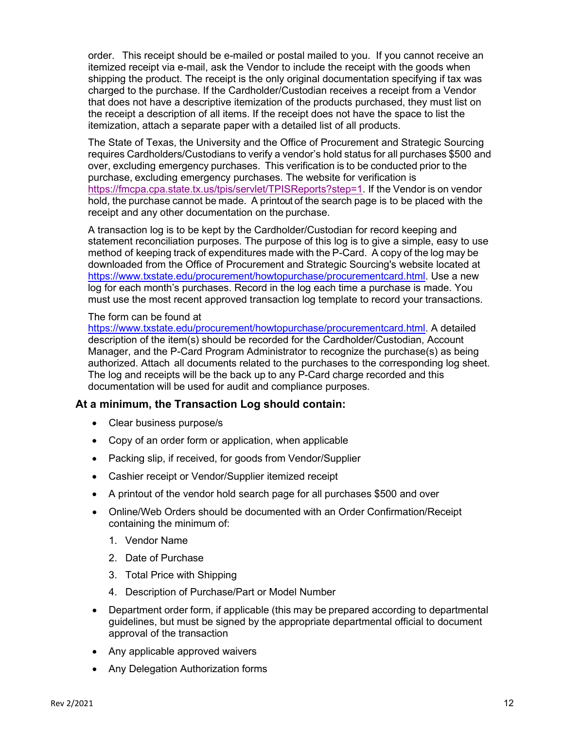order. This receipt should be e-mailed or postal mailed to you. If you cannot receive an itemized receipt via e-mail, ask the Vendor to include the receipt with the goods when shipping the product. The receipt is the only original documentation specifying if tax was charged to the purchase. If the Cardholder/Custodian receives a receipt from a Vendor that does not have a descriptive itemization of the products purchased, they must list on the receipt a description of all items. If the receipt does not have the space to list the itemization, attach a separate paper with a detailed list of all products.

The State of Texas, the University and the Office of Procurement and Strategic Sourcing requires Cardholders/Custodians to verify a vendor's hold status for all purchases $500 and over, excluding emergency purchases. This verification is to be conducted prior to the purchase, excluding emergency purchases. The website for verification is https://fmcpa.cpa.state.tx.us/tpis/servlet/TPISReports?step=1. If the Vendor is on vendor hold, the purchase cannot be made. A printout of the search page is to be placed with the receipt and any other documentation on the purchase.

A transaction log is to be kept by the Cardholder/Custodian for record keeping and statement reconciliation purposes. The purpose of this log is to give a simple, easy to use method of keeping track of expenditures made with the P-Card. A copy of the log may be downloaded from the Office of Procurement and Strategic Sourcing's website located at https://www.txstate.edu/procurement/howtopurchase/procurementcard.html. Use a new log for each month's purchases. Record in the log each time a purchase is made. You must use the most recent approved transaction log template to record your transactions.

The form can be found at https://www.txstate.edu/procurement/howtopurchase/procurementcard.html. A detailed description of the item(s) should be recorded for the Cardholder/Custodian, Account Manager, and the P-Card Program Administrator to recognize the purchase(s) as being authorized. Attach all documents related to the purchases to the corresponding log sheet. The log and receipts will be the back up to any P-Card charge recorded and this documentation will be used for audit and compliance purposes.

**At a minimum, the Transaction Log should contain:**

- Clear business purpose/s
- Copy of an order form or application, when applicable
- Packing slip, if received, for goods from Vendor/Supplier
- Cashier receipt or Vendor/Supplier itemized receipt
- A printout of the vendor hold search page for all purchases $500 and over
- Online/Web Orders should be documented with an Order Confirmation/Receipt containing the minimum of:
  1. Vendor Name
  2. Date of Purchase
  3. Total Price with Shipping
  4. Description of Purchase/Part or Model Number
- Department order form, if applicable (this may be prepared according to departmental guidelines, but must be signed by the appropriate departmental official to document approval of the transaction
- Any applicable approved waivers
- Any Delegation Authorization forms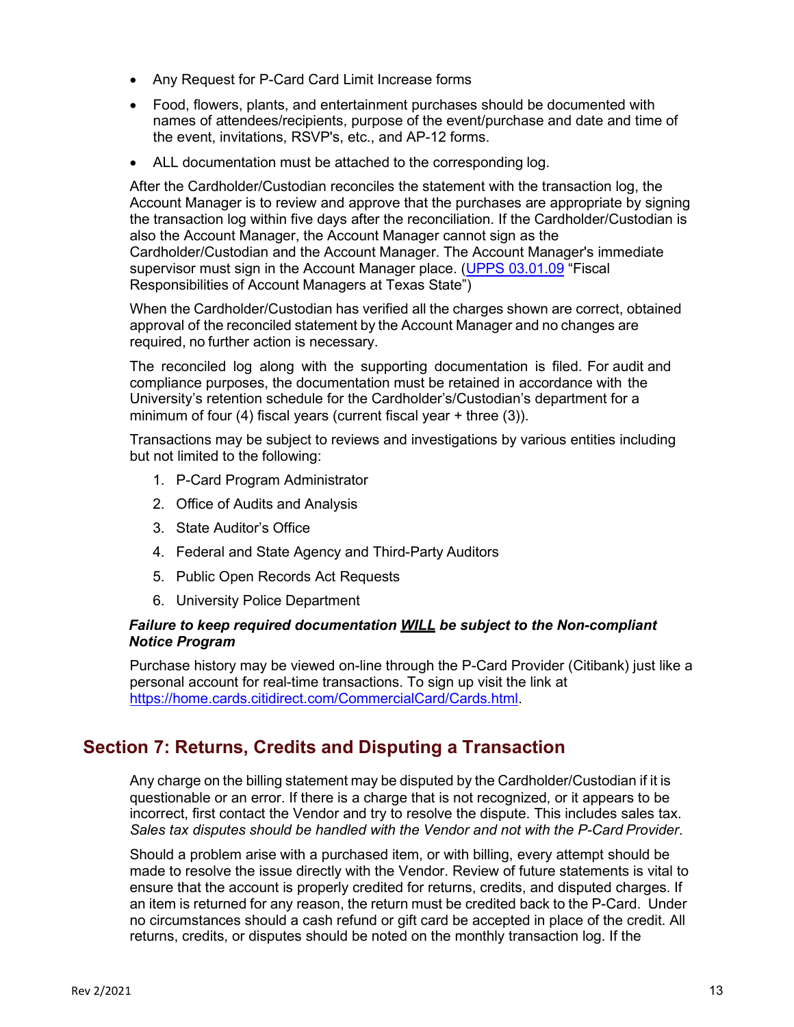- Any Request for P-Card Card Limit Increase forms
- Food, flowers, plants, and entertainment purchases should be documented with names of attendees/recipients, purpose of the event/purchase and date and time of the event, invitations, RSVP's, etc., and AP-12 forms.
- ALL documentation must be attached to the corresponding log.

After the Cardholder/Custodian reconciles the statement with the transaction log, the Account Manager is to review and approve that the purchases are appropriate by signing the transaction log within five days after the reconciliation. If the Cardholder/Custodian is also the Account Manager, the Account Manager cannot sign as the Cardholder/Custodian and the Account Manager. The Account Manager's immediate supervisor must sign in the Account Manager place. (UPPS 03.01.09 "Fiscal Responsibilities of Account Managers at Texas State")

When the Cardholder/Custodian has verified all the charges shown are correct, obtained approval of the reconciled statement by the Account Manager and no changes are required, no further action is necessary.

The reconciled log along with the supporting documentation is filed. For audit and compliance purposes, the documentation must be retained in accordance with the University's retention schedule for the Cardholder's/Custodian's department for a minimum of four (4) fiscal years (current fiscal year + three (3)).

Transactions may be subject to reviews and investigations by various entities including but not limited to the following:

1. P-Card Program Administrator
2. Office of Audits and Analysis
3. State Auditor's Office
4. Federal and State Agency and Third-Party Auditors
5. Public Open Records Act Requests
6. University Police Department

***Failure to keep required documentation <u>WILL</u> be subject to the Non-compliant Notice Program***

Purchase history may be viewed on-line through the P-Card Provider (Citibank) just like a personal account for real-time transactions. To sign up visit the link at https://home.cards.citidirect.com/CommercialCard/Cards.html.

## Section 7: Returns, Credits and Disputing a Transaction

Any charge on the billing statement may be disputed by the Cardholder/Custodian if it is questionable or an error. If there is a charge that is not recognized, or it appears to be incorrect, first contact the Vendor and try to resolve the dispute. This includes sales tax. *Sales tax disputes should be handled with the Vendor and not with the P-Card Provider.*

Should a problem arise with a purchased item, or with billing, every attempt should be made to resolve the issue directly with the Vendor. Review of future statements is vital to ensure that the account is properly credited for returns, credits, and disputed charges. If an item is returned for any reason, the return must be credited back to the P-Card. Under no circumstances should a cash refund or gift card be accepted in place of the credit. All returns, credits, or disputes should be noted on the monthly transaction log. If the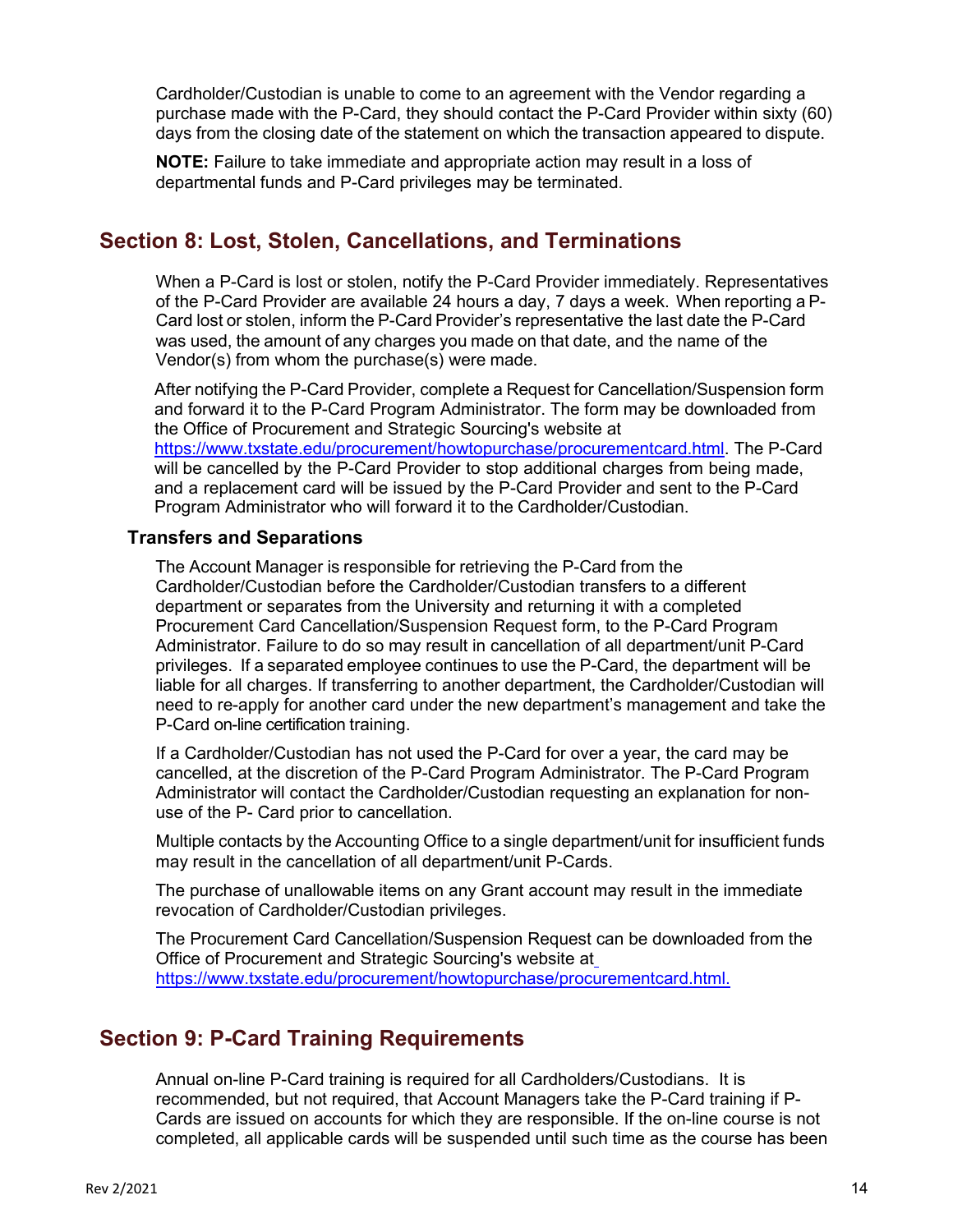Cardholder/Custodian is unable to come to an agreement with the Vendor regarding a purchase made with the P-Card, they should contact the P-Card Provider within sixty (60) days from the closing date of the statement on which the transaction appeared to dispute.

**NOTE:** Failure to take immediate and appropriate action may result in a loss of departmental funds and P-Card privileges may be terminated.

## Section 8: Lost, Stolen, Cancellations, and Terminations

When a P-Card is lost or stolen, notify the P-Card Provider immediately. Representatives of the P-Card Provider are available 24 hours a day, 7 days a week. When reporting a P-Card lost or stolen, inform the P-Card Provider's representative the last date the P-Card was used, the amount of any charges you made on that date, and the name of the Vendor(s) from whom the purchase(s) were made.

After notifying the P-Card Provider, complete a Request for Cancellation/Suspension form and forward it to the P-Card Program Administrator. The form may be downloaded from the Office of Procurement and Strategic Sourcing's website at https://www.txstate.edu/procurement/howtopurchase/procurementcard.html. The P-Card will be cancelled by the P-Card Provider to stop additional charges from being made, and a replacement card will be issued by the P-Card Provider and sent to the P-Card Program Administrator who will forward it to the Cardholder/Custodian.

### Transfers and Separations

The Account Manager is responsible for retrieving the P-Card from the Cardholder/Custodian before the Cardholder/Custodian transfers to a different department or separates from the University and returning it with a completed Procurement Card Cancellation/Suspension Request form, to the P-Card Program Administrator. Failure to do so may result in cancellation of all department/unit P-Card privileges. If a separated employee continues to use the P-Card, the department will be liable for all charges. If transferring to another department, the Cardholder/Custodian will need to re-apply for another card under the new department's management and take the P-Card on-line certification training.

If a Cardholder/Custodian has not used the P-Card for over a year, the card may be cancelled, at the discretion of the P-Card Program Administrator. The P-Card Program Administrator will contact the Cardholder/Custodian requesting an explanation for non-use of the P- Card prior to cancellation.

Multiple contacts by the Accounting Office to a single department/unit for insufficient funds may result in the cancellation of all department/unit P-Cards.

The purchase of unallowable items on any Grant account may result in the immediate revocation of Cardholder/Custodian privileges.

The Procurement Card Cancellation/Suspension Request can be downloaded from the Office of Procurement and Strategic Sourcing's website at https://www.txstate.edu/procurement/howtopurchase/procurementcard.html.

## Section 9: P-Card Training Requirements

Annual on-line P-Card training is required for all Cardholders/Custodians. It is recommended, but not required, that Account Managers take the P-Card training if P-Cards are issued on accounts for which they are responsible. If the on-line course is not completed, all applicable cards will be suspended until such time as the course has been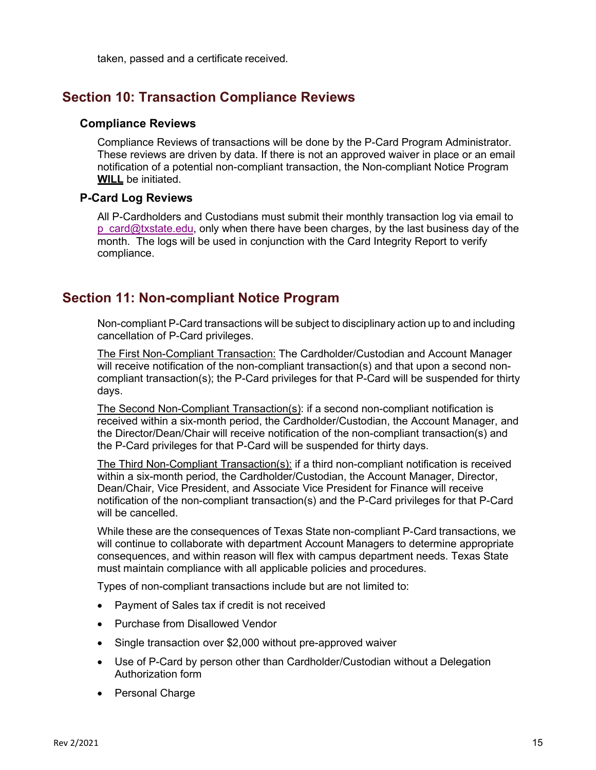taken, passed and a certificate received.

## Section 10: Transaction Compliance Reviews

### Compliance Reviews

Compliance Reviews of transactions will be done by the P-Card Program Administrator. These reviews are driven by data. If there is not an approved waiver in place or an email notification of a potential non-compliant transaction, the Non-compliant Notice Program **WILL** be initiated.

### P-Card Log Reviews

All P-Cardholders and Custodians must submit their monthly transaction log via email to p_card@txstate.edu, only when there have been charges, by the last business day of the month. The logs will be used in conjunction with the Card Integrity Report to verify compliance.

## Section 11: Non-compliant Notice Program

Non-compliant P-Card transactions will be subject to disciplinary action up to and including cancellation of P-Card privileges.

The First Non-Compliant Transaction: The Cardholder/Custodian and Account Manager will receive notification of the non-compliant transaction(s) and that upon a second non-compliant transaction(s); the P-Card privileges for that P-Card will be suspended for thirty days.

The Second Non-Compliant Transaction(s): if a second non-compliant notification is received within a six-month period, the Cardholder/Custodian, the Account Manager, and the Director/Dean/Chair will receive notification of the non-compliant transaction(s) and the P-Card privileges for that P-Card will be suspended for thirty days.

The Third Non-Compliant Transaction(s): if a third non-compliant notification is received within a six-month period, the Cardholder/Custodian, the Account Manager, Director, Dean/Chair, Vice President, and Associate Vice President for Finance will receive notification of the non-compliant transaction(s) and the P-Card privileges for that P-Card will be cancelled.

While these are the consequences of Texas State non-compliant P-Card transactions, we will continue to collaborate with department Account Managers to determine appropriate consequences, and within reason will flex with campus department needs. Texas State must maintain compliance with all applicable policies and procedures.

Types of non-compliant transactions include but are not limited to:

- Payment of Sales tax if credit is not received
- Purchase from Disallowed Vendor
- Single transaction over $2,000 without pre-approved waiver
- Use of P-Card by person other than Cardholder/Custodian without a Delegation Authorization form
- Personal Charge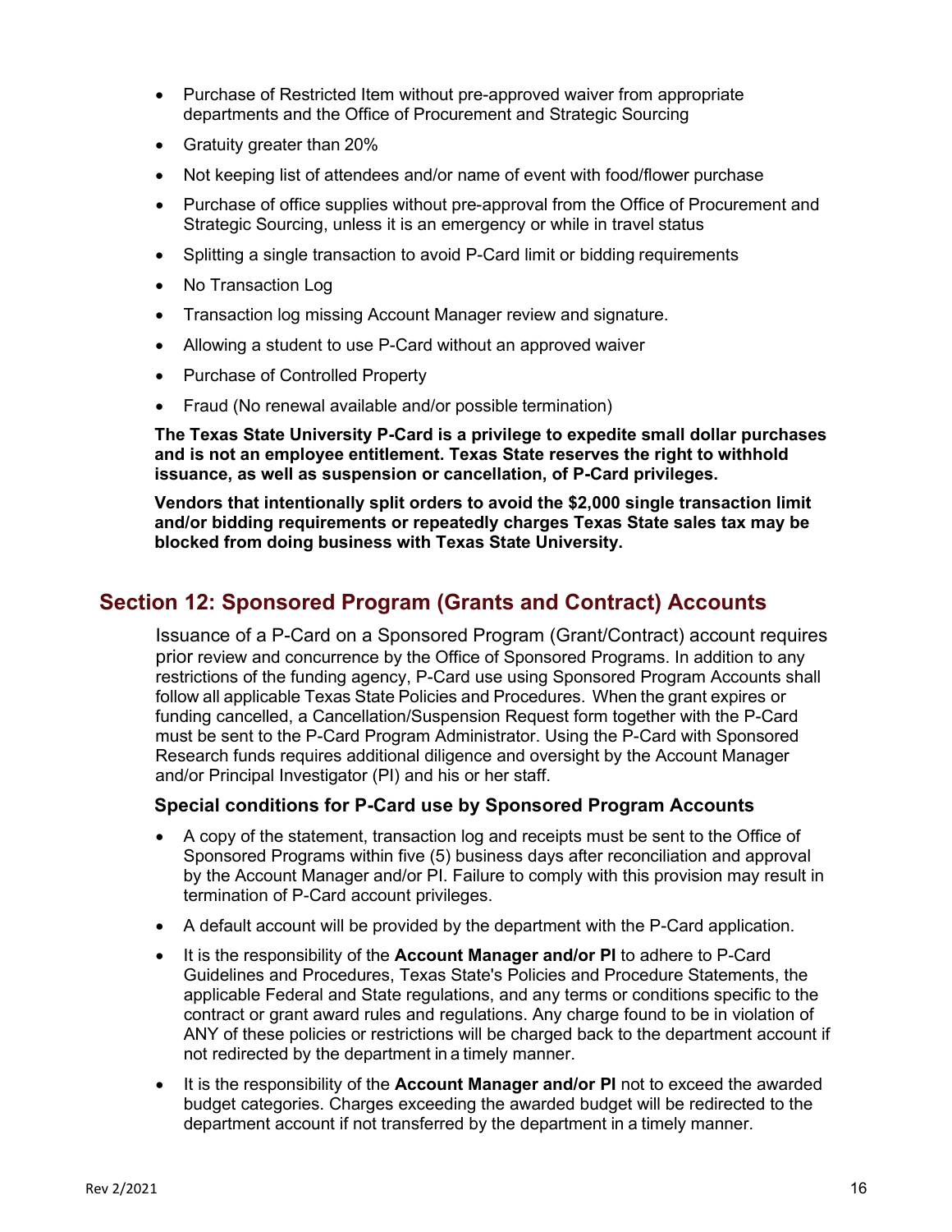- Purchase of Restricted Item without pre-approved waiver from appropriate departments and the Office of Procurement and Strategic Sourcing
- Gratuity greater than 20%
- Not keeping list of attendees and/or name of event with food/flower purchase
- Purchase of office supplies without pre-approval from the Office of Procurement and Strategic Sourcing, unless it is an emergency or while in travel status
- Splitting a single transaction to avoid P-Card limit or bidding requirements
- No Transaction Log
- Transaction log missing Account Manager review and signature.
- Allowing a student to use P-Card without an approved waiver
- Purchase of Controlled Property
- Fraud (No renewal available and/or possible termination)

**The Texas State University P-Card is a privilege to expedite small dollar purchases and is not an employee entitlement. Texas State reserves the right to withhold issuance, as well as suspension or cancellation, of P-Card privileges.**

**Vendors that intentionally split orders to avoid the $2,000 single transaction limit and/or bidding requirements or repeatedly charges Texas State sales tax may be blocked from doing business with Texas State University.**

## Section 12: Sponsored Program (Grants and Contract) Accounts

Issuance of a P-Card on a Sponsored Program (Grant/Contract) account requires prior review and concurrence by the Office of Sponsored Programs. In addition to any restrictions of the funding agency, P-Card use using Sponsored Program Accounts shall follow all applicable Texas State Policies and Procedures. When the grant expires or funding cancelled, a Cancellation/Suspension Request form together with the P-Card must be sent to the P-Card Program Administrator. Using the P-Card with Sponsored Research funds requires additional diligence and oversight by the Account Manager and/or Principal Investigator (PI) and his or her staff.

### Special conditions for P-Card use by Sponsored Program Accounts

- A copy of the statement, transaction log and receipts must be sent to the Office of Sponsored Programs within five (5) business days after reconciliation and approval by the Account Manager and/or PI. Failure to comply with this provision may result in termination of P-Card account privileges.
- A default account will be provided by the department with the P-Card application.
- It is the responsibility of the **Account Manager and/or PI** to adhere to P-Card Guidelines and Procedures, Texas State's Policies and Procedure Statements, the applicable Federal and State regulations, and any terms or conditions specific to the contract or grant award rules and regulations. Any charge found to be in violation of ANY of these policies or restrictions will be charged back to the department account if not redirected by the department in a timely manner.
- It is the responsibility of the **Account Manager and/or PI** not to exceed the awarded budget categories. Charges exceeding the awarded budget will be redirected to the department account if not transferred by the department in a timely manner.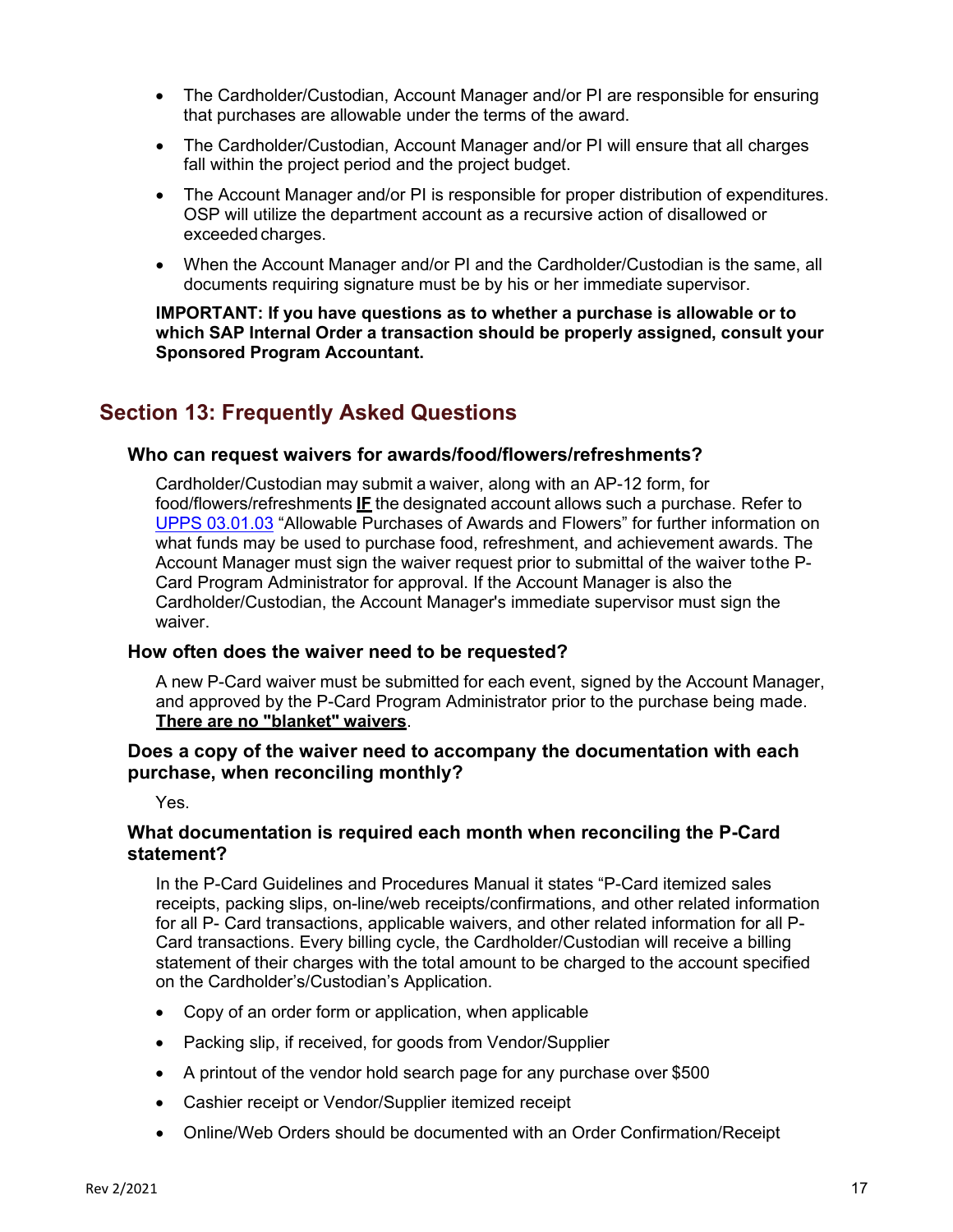- The Cardholder/Custodian, Account Manager and/or PI are responsible for ensuring that purchases are allowable under the terms of the award.
- The Cardholder/Custodian, Account Manager and/or PI will ensure that all charges fall within the project period and the project budget.
- The Account Manager and/or PI is responsible for proper distribution of expenditures. OSP will utilize the department account as a recursive action of disallowed or exceeded charges.
- When the Account Manager and/or PI and the Cardholder/Custodian is the same, all documents requiring signature must be by his or her immediate supervisor.

**IMPORTANT: If you have questions as to whether a purchase is allowable or to which SAP Internal Order a transaction should be properly assigned, consult your Sponsored Program Accountant.**

## Section 13: Frequently Asked Questions

### Who can request waivers for awards/food/flowers/refreshments?

Cardholder/Custodian may submit a waiver, along with an AP-12 form, for food/flowers/refreshments **IF** the designated account allows such a purchase. Refer to UPPS 03.01.03 "Allowable Purchases of Awards and Flowers" for further information on what funds may be used to purchase food, refreshment, and achievement awards. The Account Manager must sign the waiver request prior to submittal of the waiver tothe P-Card Program Administrator for approval. If the Account Manager is also the Cardholder/Custodian, the Account Manager's immediate supervisor must sign the waiver.

### How often does the waiver need to be requested?

A new P-Card waiver must be submitted for each event, signed by the Account Manager, and approved by the P-Card Program Administrator prior to the purchase being made. **There are no "blanket" waivers**.

### Does a copy of the waiver need to accompany the documentation with each purchase, when reconciling monthly?

Yes.

### What documentation is required each month when reconciling the P-Card statement?

In the P-Card Guidelines and Procedures Manual it states "P-Card itemized sales receipts, packing slips, on-line/web receipts/confirmations, and other related information for all P- Card transactions, applicable waivers, and other related information for all P-Card transactions. Every billing cycle, the Cardholder/Custodian will receive a billing statement of their charges with the total amount to be charged to the account specified on the Cardholder's/Custodian's Application.

- Copy of an order form or application, when applicable
- Packing slip, if received, for goods from Vendor/Supplier
- A printout of the vendor hold search page for any purchase over $500
- Cashier receipt or Vendor/Supplier itemized receipt
- Online/Web Orders should be documented with an Order Confirmation/Receipt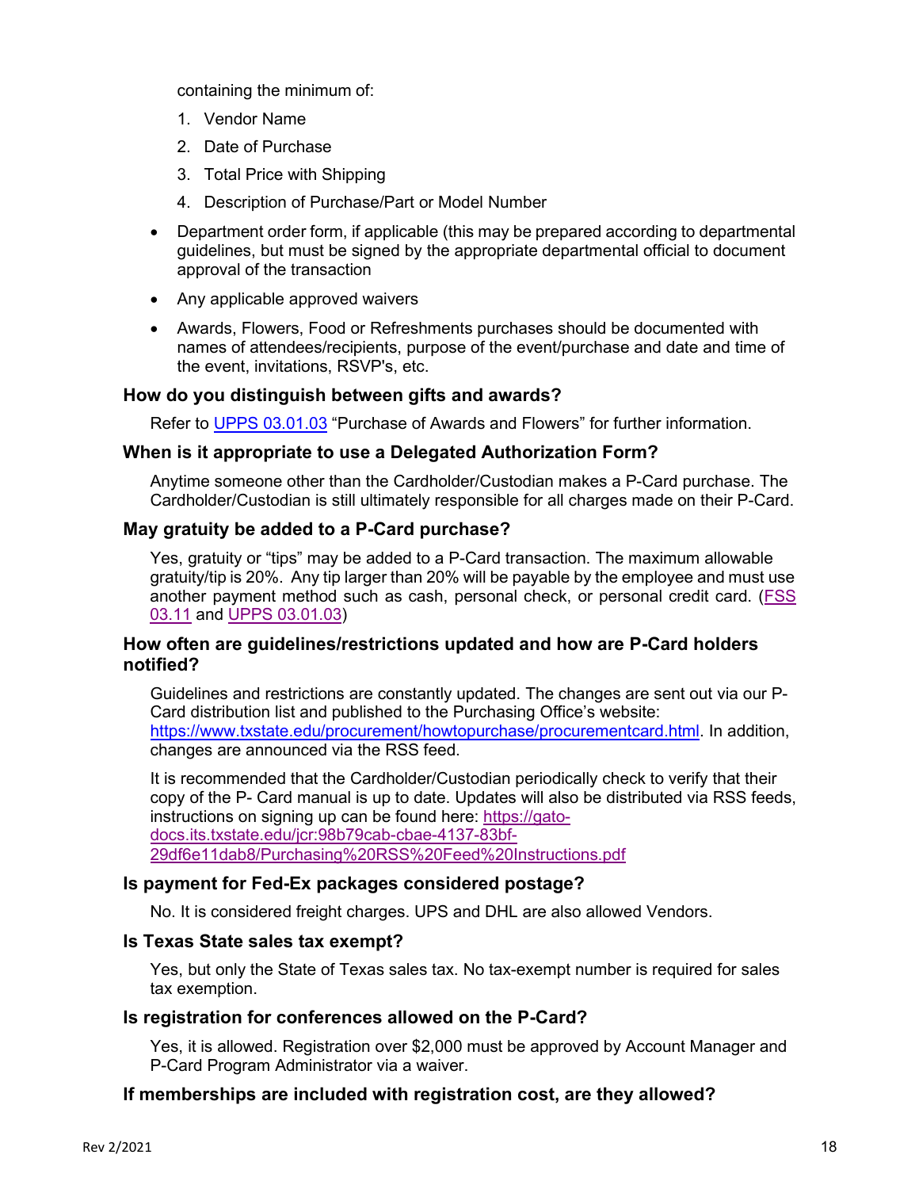containing the minimum of:

1. Vendor Name
2. Date of Purchase
3. Total Price with Shipping
4. Description of Purchase/Part or Model Number

- Department order form, if applicable (this may be prepared according to departmental guidelines, but must be signed by the appropriate departmental official to document approval of the transaction
- Any applicable approved waivers
- Awards, Flowers, Food or Refreshments purchases should be documented with names of attendees/recipients, purpose of the event/purchase and date and time of the event, invitations, RSVP's, etc.

### How do you distinguish between gifts and awards?

Refer to [UPPS 03.01.03](#) "Purchase of Awards and Flowers" for further information.

### When is it appropriate to use a Delegated Authorization Form?

Anytime someone other than the Cardholder/Custodian makes a P-Card purchase. The Cardholder/Custodian is still ultimately responsible for all charges made on their P-Card.

### May gratuity be added to a P-Card purchase?

Yes, gratuity or "tips" may be added to a P-Card transaction. The maximum allowable gratuity/tip is 20%. Any tip larger than 20% will be payable by the employee and must use another payment method such as cash, personal check, or personal credit card. ([FSS 03.11](#) and [UPPS 03.01.03](#))

### How often are guidelines/restrictions updated and how are P-Card holders notified?

Guidelines and restrictions are constantly updated. The changes are sent out via our P-Card distribution list and published to the Purchasing Office's website: [https://www.txstate.edu/procurement/howtopurchase/procurementcard.html](https://www.txstate.edu/procurement/howtopurchase/procurementcard.html). In addition, changes are announced via the RSS feed.

It is recommended that the Cardholder/Custodian periodically check to verify that their copy of the P- Card manual is up to date. Updates will also be distributed via RSS feeds, instructions on signing up can be found here: [https://gato-docs.its.txstate.edu/jcr:98b79cab-cbae-4137-83bf-29df6e11dab8/Purchasing%20RSS%20Feed%20Instructions.pdf](https://gato-docs.its.txstate.edu/jcr:98b79cab-cbae-4137-83bf-29df6e11dab8/Purchasing%20RSS%20Feed%20Instructions.pdf)

### Is payment for Fed-Ex packages considered postage?

No. It is considered freight charges. UPS and DHL are also allowed Vendors.

### Is Texas State sales tax exempt?

Yes, but only the State of Texas sales tax. No tax-exempt number is required for sales tax exemption.

### Is registration for conferences allowed on the P-Card?

Yes, it is allowed. Registration over $2,000 must be approved by Account Manager and P-Card Program Administrator via a waiver.

### If memberships are included with registration cost, are they allowed?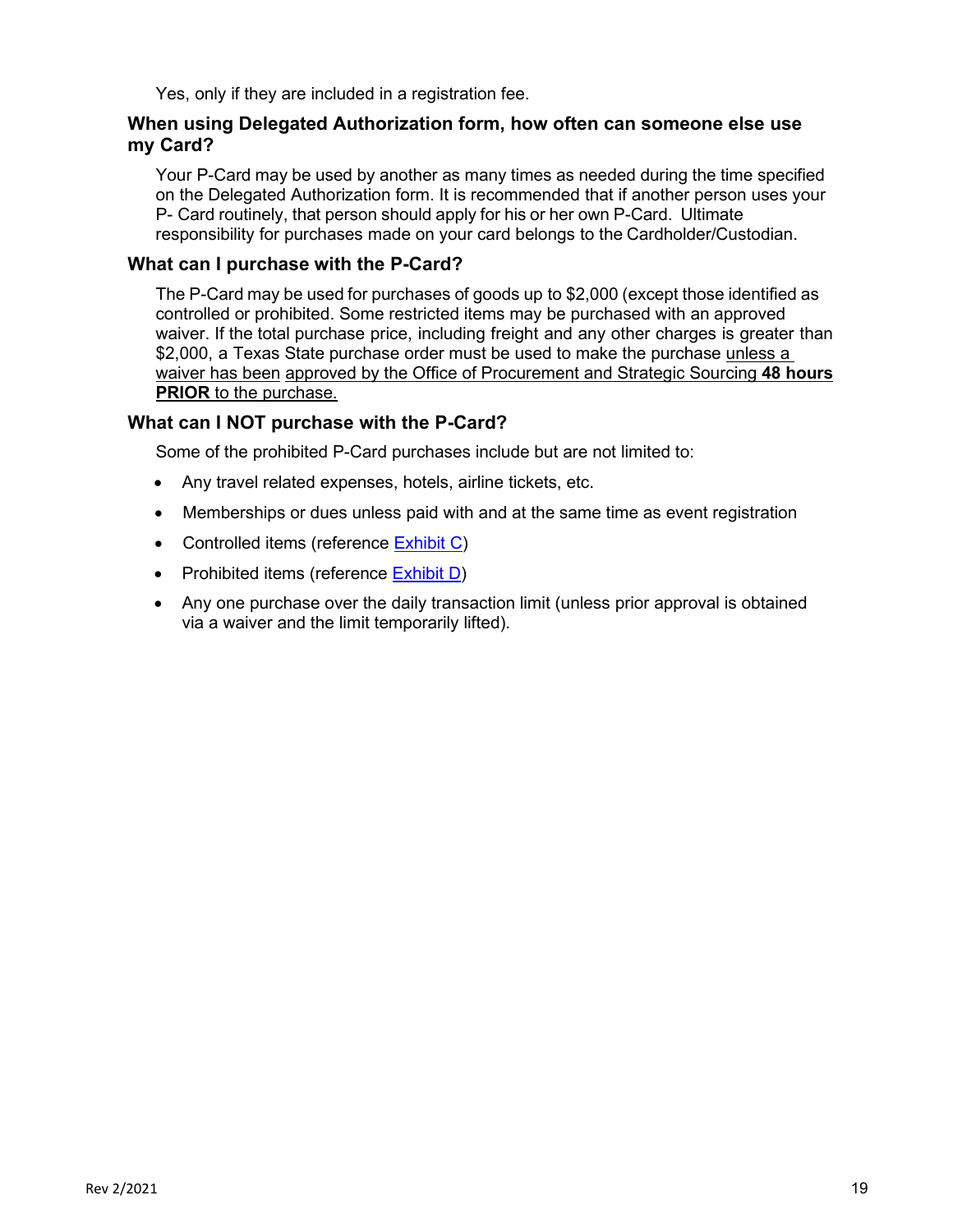Yes, only if they are included in a registration fee.

### When using Delegated Authorization form, how often can someone else use my Card?

Your P-Card may be used by another as many times as needed during the time specified on the Delegated Authorization form. It is recommended that if another person uses your P- Card routinely, that person should apply for his or her own P-Card. Ultimate responsibility for purchases made on your card belongs to the Cardholder/Custodian.

### What can I purchase with the P-Card?

The P-Card may be used for purchases of goods up to $2,000 (except those identified as controlled or prohibited. Some restricted items may be purchased with an approved waiver. If the total purchase price, including freight and any other charges is greater than $2,000, a Texas State purchase order must be used to make the purchase unless a waiver has been approved by the Office of Procurement and Strategic Sourcing **48 hours PRIOR** to the purchase.

### What can I NOT purchase with the P-Card?

Some of the prohibited P-Card purchases include but are not limited to:

- Any travel related expenses, hotels, airline tickets, etc.
- Memberships or dues unless paid with and at the same time as event registration
- Controlled items (reference Exhibit C)
- Prohibited items (reference Exhibit D)
- Any one purchase over the daily transaction limit (unless prior approval is obtained via a waiver and the limit temporarily lifted).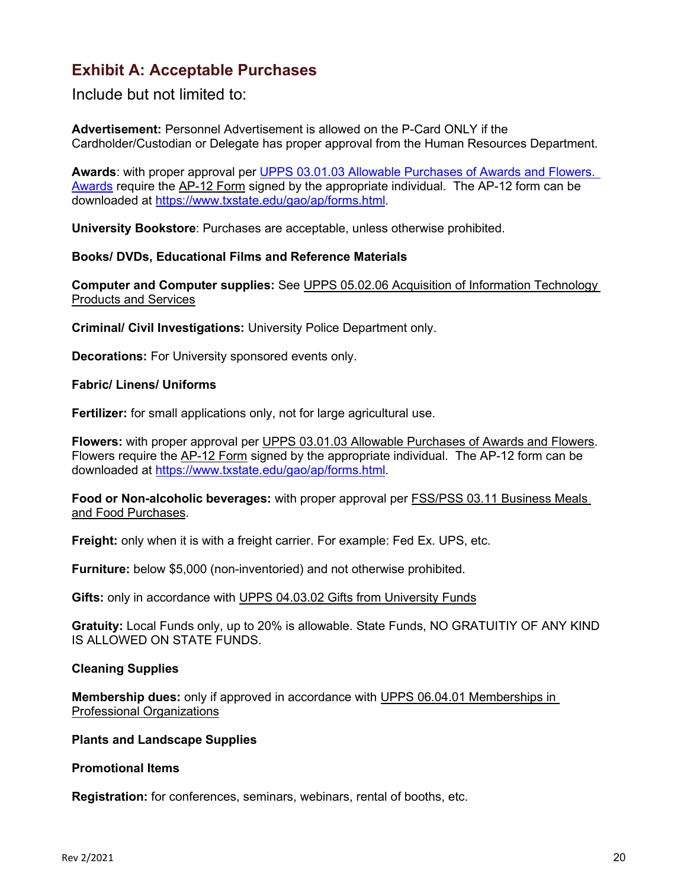## Exhibit A: Acceptable Purchases

Include but not limited to:

**Advertisement:** Personnel Advertisement is allowed on the P-Card ONLY if the Cardholder/Custodian or Delegate has proper approval from the Human Resources Department.

**Awards**: with proper approval per UPPS 03.01.03 Allowable Purchases of Awards and Flowers. Awards require the AP-12 Form signed by the appropriate individual. The AP-12 form can be downloaded at https://www.txstate.edu/gao/ap/forms.html.

**University Bookstore**: Purchases are acceptable, unless otherwise prohibited.

**Books/ DVDs, Educational Films and Reference Materials**

**Computer and Computer supplies:** See UPPS 05.02.06 Acquisition of Information Technology Products and Services

**Criminal/ Civil Investigations:** University Police Department only.

**Decorations:** For University sponsored events only.

**Fabric/ Linens/ Uniforms**

**Fertilizer:** for small applications only, not for large agricultural use.

**Flowers:** with proper approval per UPPS 03.01.03 Allowable Purchases of Awards and Flowers. Flowers require the AP-12 Form signed by the appropriate individual. The AP-12 form can be downloaded at https://www.txstate.edu/gao/ap/forms.html.

**Food or Non-alcoholic beverages:** with proper approval per FSS/PSS 03.11 Business Meals and Food Purchases.

**Freight:** only when it is with a freight carrier. For example: Fed Ex. UPS, etc.

**Furniture:** below $5,000 (non-inventoried) and not otherwise prohibited.

**Gifts:** only in accordance with UPPS 04.03.02 Gifts from University Funds

**Gratuity:** Local Funds only, up to 20% is allowable. State Funds, NO GRATUITIY OF ANY KIND IS ALLOWED ON STATE FUNDS.

**Cleaning Supplies**

**Membership dues:** only if approved in accordance with UPPS 06.04.01 Memberships in Professional Organizations

**Plants and Landscape Supplies**

**Promotional Items**

**Registration:** for conferences, seminars, webinars, rental of booths, etc.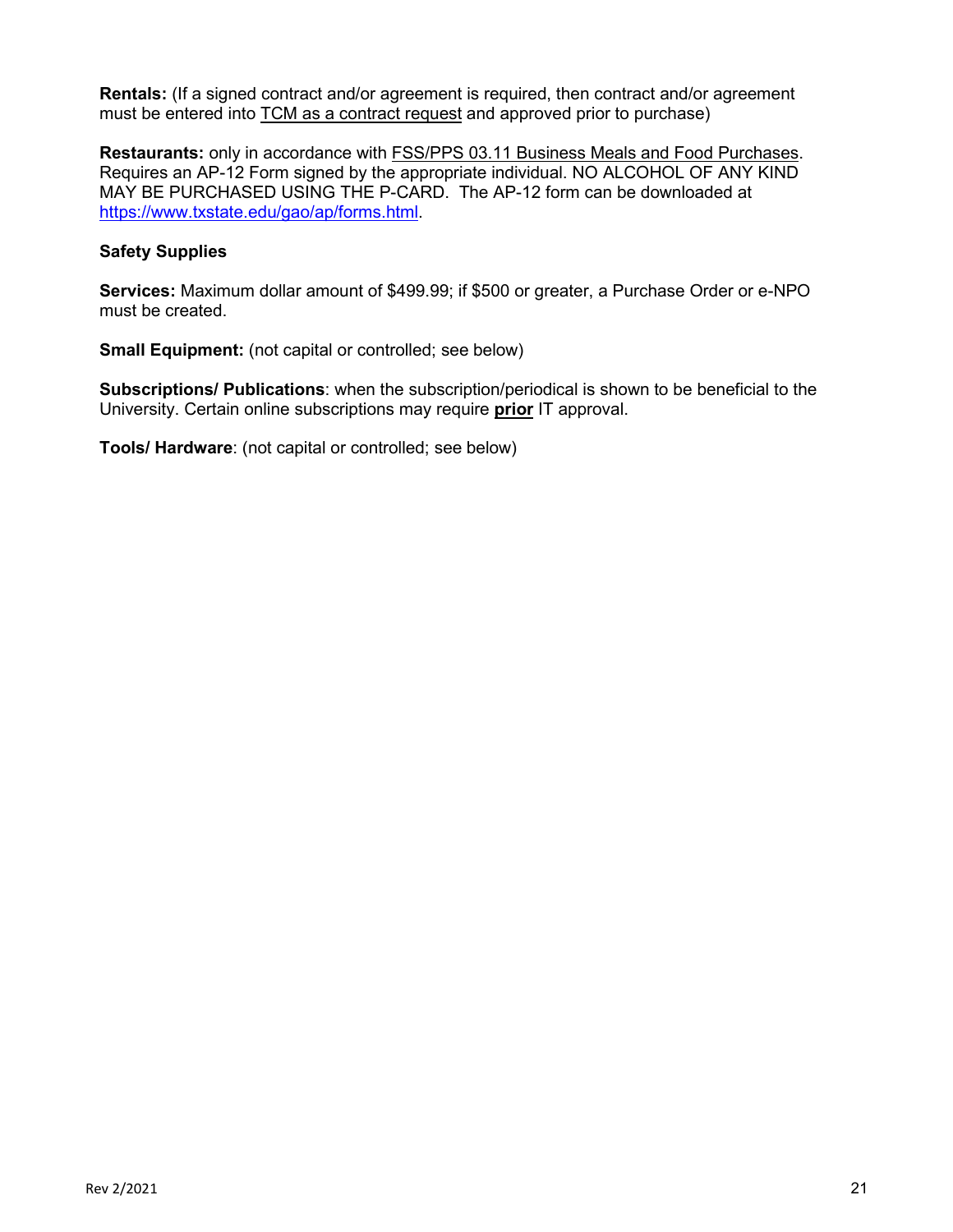**Rentals:** (If a signed contract and/or agreement is required, then contract and/or agreement must be entered into TCM as a contract request and approved prior to purchase)

**Restaurants:** only in accordance with FSS/PPS 03.11 Business Meals and Food Purchases. Requires an AP-12 Form signed by the appropriate individual. NO ALCOHOL OF ANY KIND MAY BE PURCHASED USING THE P-CARD. The AP-12 form can be downloaded at https://www.txstate.edu/gao/ap/forms.html.

**Safety Supplies**

**Services:** Maximum dollar amount of $499.99; if $500 or greater, a Purchase Order or e-NPO must be created.

**Small Equipment:** (not capital or controlled; see below)

**Subscriptions/ Publications**: when the subscription/periodical is shown to be beneficial to the University. Certain online subscriptions may require **prior** IT approval.

**Tools/ Hardware**: (not capital or controlled; see below)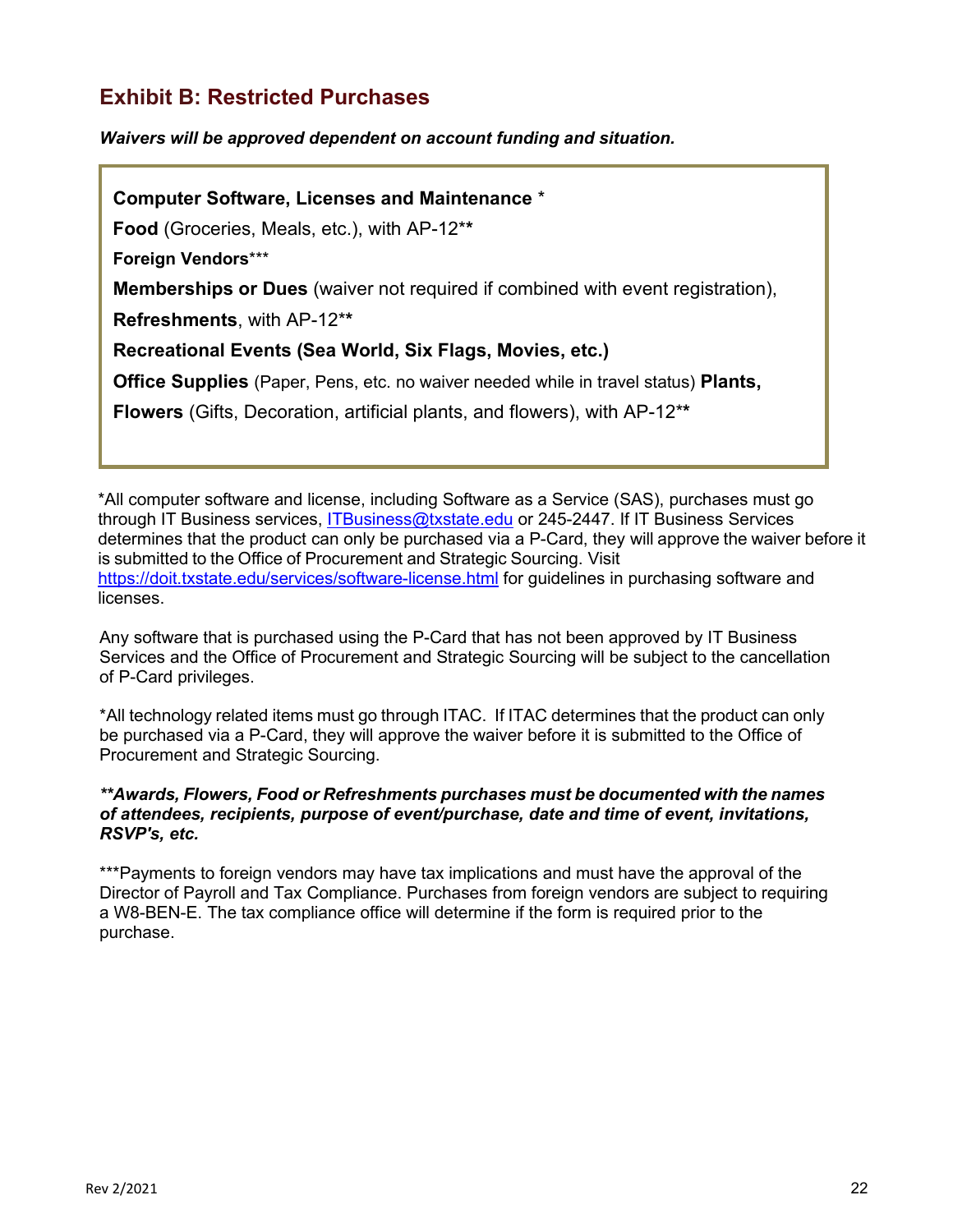## Exhibit B: Restricted Purchases

***Waivers will be approved dependent on account funding and situation.***

**Computer Software, Licenses and Maintenance** *

**Food** (Groceries, Meals, etc.), with AP-12**

**Foreign Vendors*****

**Memberships or Dues** (waiver not required if combined with event registration),

**Refreshments**, with AP-12**

**Recreational Events (Sea World, Six Flags, Movies, etc.)**

**Office Supplies** (Paper, Pens, etc. no waiver needed while in travel status) **Plants, Flowers** (Gifts, Decoration, artificial plants, and flowers), with AP-12**

*All computer software and license, including Software as a Service (SAS), purchases must go through IT Business services, [ITBusiness@txstate.edu](mailto:ITBusiness@txstate.edu) or 245-2447. If IT Business Services determines that the product can only be purchased via a P-Card, they will approve the waiver before it is submitted to the Office of Procurement and Strategic Sourcing. Visit [https://doit.txstate.edu/services/software-license.html](https://doit.txstate.edu/services/software-license.html) for guidelines in purchasing software and licenses.

Any software that is purchased using the P-Card that has not been approved by IT Business Services and the Office of Procurement and Strategic Sourcing will be subject to the cancellation of P-Card privileges.

*All technology related items must go through ITAC. If ITAC determines that the product can only be purchased via a P-Card, they will approve the waiver before it is submitted to the Office of Procurement and Strategic Sourcing.

***\*\*Awards, Flowers, Food or Refreshments purchases must be documented with the names of attendees, recipients, purpose of event/purchase, date and time of event, invitations, RSVP's, etc.***

***Payments to foreign vendors may have tax implications and must have the approval of the Director of Payroll and Tax Compliance. Purchases from foreign vendors are subject to requiring a W8-BEN-E. The tax compliance office will determine if the form is required prior to the purchase.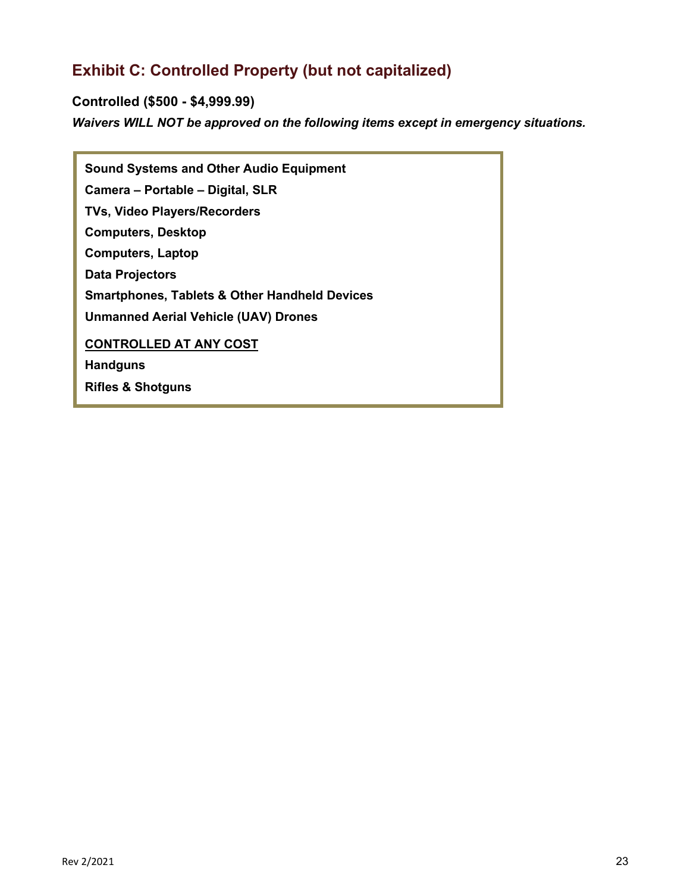## Exhibit C: Controlled Property (but not capitalized)

**Controlled ($500 - $4,999.99)**

***Waivers WILL NOT be approved on the following items except in emergency situations.***

**Sound Systems and Other Audio Equipment**

**Camera – Portable – Digital, SLR**

**TVs, Video Players/Recorders**

**Computers, Desktop**

**Computers, Laptop**

**Data Projectors**

**Smartphones, Tablets & Other Handheld Devices**

**Unmanned Aerial Vehicle (UAV) Drones**

**<u>CONTROLLED AT ANY COST</u>**

**Handguns**

**Rifles & Shotguns**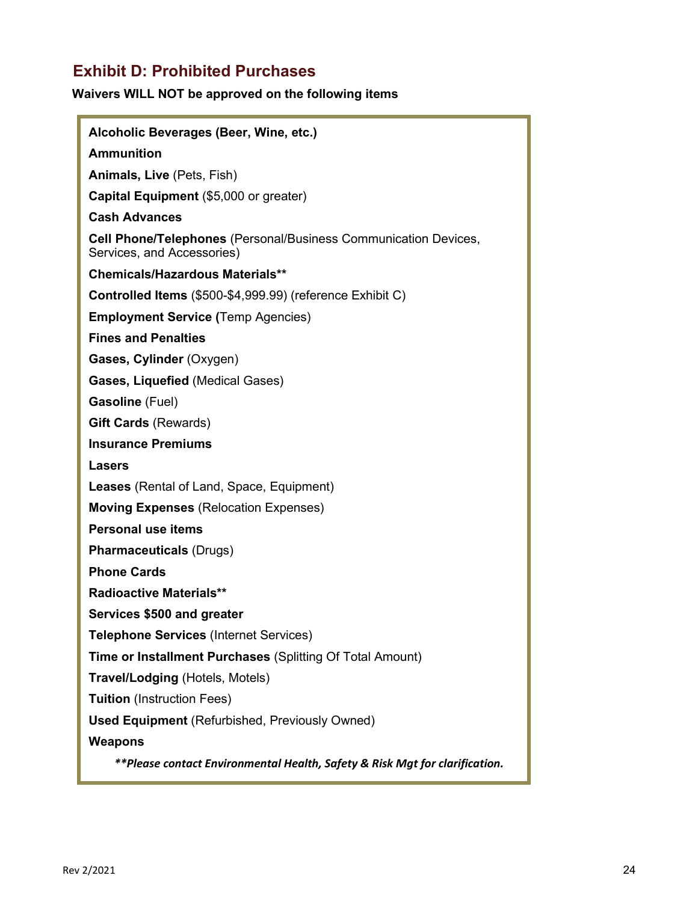## Exhibit D: Prohibited Purchases

**Waivers WILL NOT be approved on the following items**

**Alcoholic Beverages (Beer, Wine, etc.)**

**Ammunition**

**Animals, Live** (Pets, Fish)

**Capital Equipment** ($5,000 or greater)

**Cash Advances**

**Cell Phone/Telephones** (Personal/Business Communication Devices, Services, and Accessories)

**Chemicals/Hazardous Materials****

**Controlled Items** ($500-$4,999.99) (reference Exhibit C)

**Employment Service (**Temp Agencies)

**Fines and Penalties**

**Gases, Cylinder** (Oxygen)

**Gases, Liquefied** (Medical Gases)

**Gasoline** (Fuel)

**Gift Cards** (Rewards)

**Insurance Premiums**

**Lasers**

**Leases** (Rental of Land, Space, Equipment)

**Moving Expenses** (Relocation Expenses)

**Personal use items**

**Pharmaceuticals** (Drugs)

**Phone Cards**

**Radioactive Materials****

**Services $500 and greater**

**Telephone Services** (Internet Services)

**Time or Installment Purchases** (Splitting Of Total Amount)

**Travel/Lodging** (Hotels, Motels)

**Tuition** (Instruction Fees)

**Used Equipment** (Refurbished, Previously Owned)

**Weapons**

***\*\*Please contact Environmental Health, Safety & Risk Mgt for clarification.***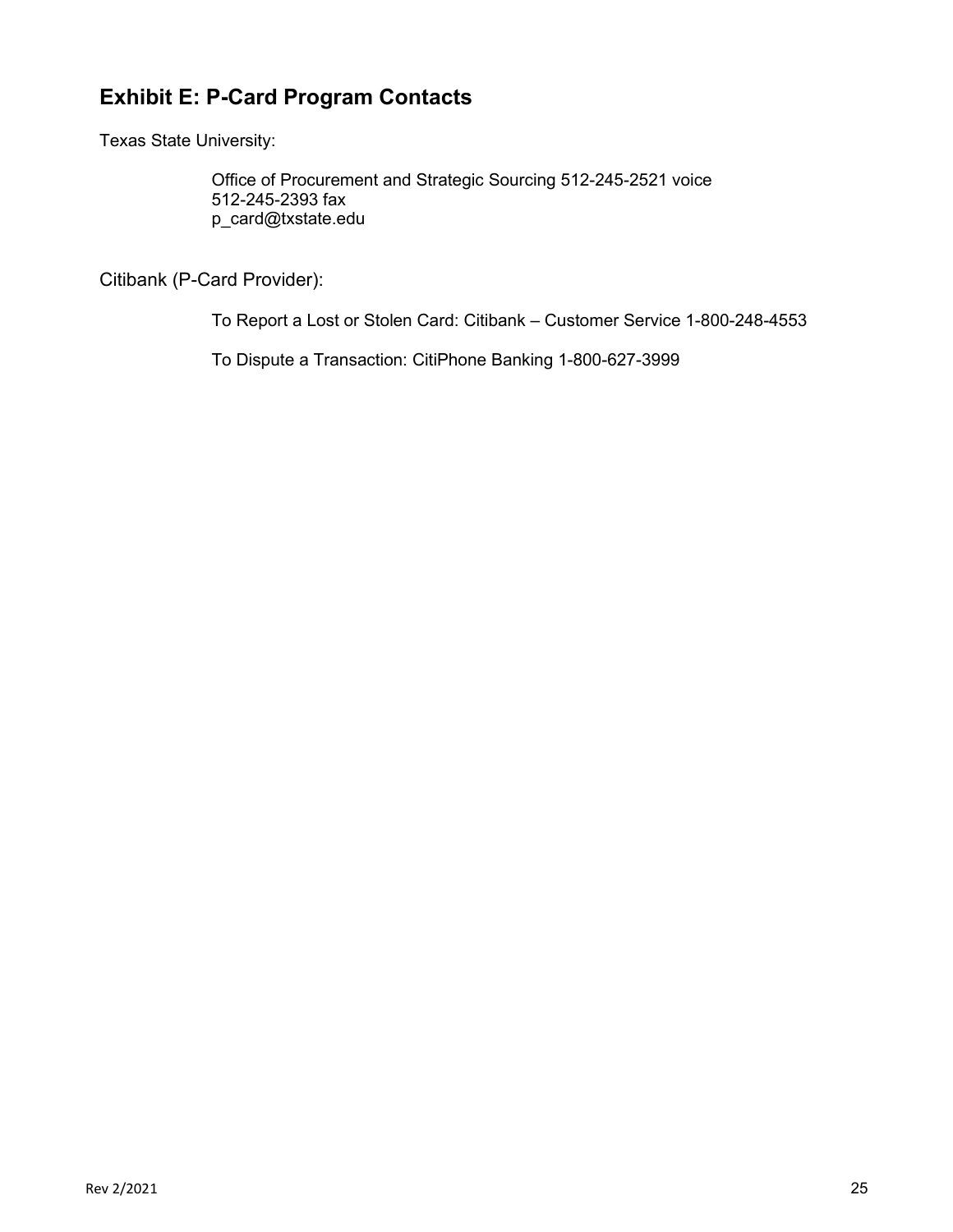## Exhibit E: P-Card Program Contacts

Texas State University:

Office of Procurement and Strategic Sourcing 512-245-2521 voice
512-245-2393 fax
p_card@txstate.edu

Citibank (P-Card Provider):

To Report a Lost or Stolen Card: Citibank – Customer Service 1-800-248-4553

To Dispute a Transaction: CitiPhone Banking 1-800-627-3999